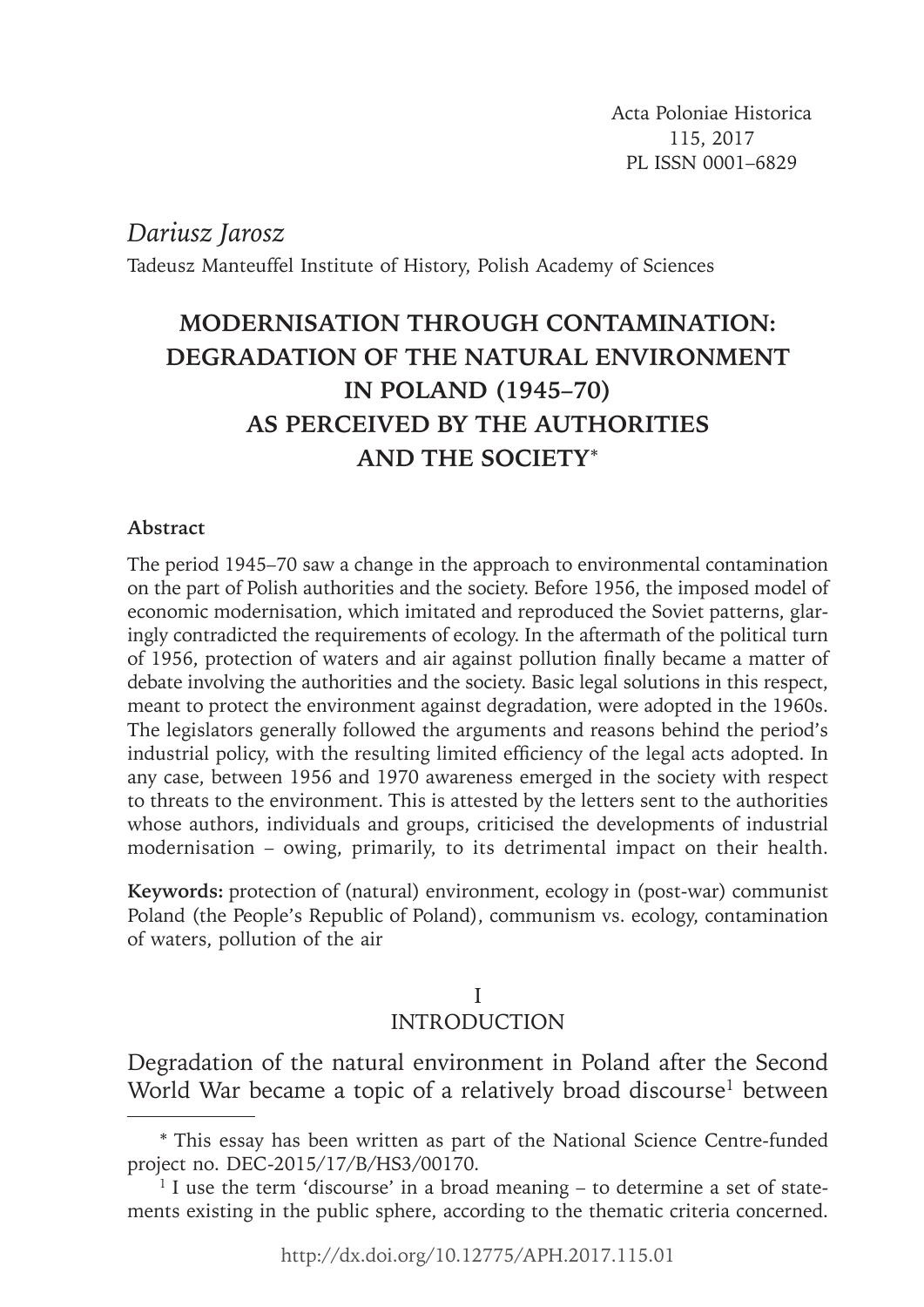Acta Poloniae Historica
115, 2017
PL ISSN 0001–6829

*Dariusz Jarosz*

Tadeusz Manteuffel Institute of History, Polish Academy of Sciences

# MODERNISATION THROUGH CONTAMINATION: DEGRADATION OF THE NATURAL ENVIRONMENT IN POLAND (1945–70) AS PERCEIVED BY THE AUTHORITIES AND THE SOCIETY*

**Abstract**

The period 1945–70 saw a change in the approach to environmental contamination on the part of Polish authorities and the society. Before 1956, the imposed model of economic modernisation, which imitated and reproduced the Soviet patterns, glaringly contradicted the requirements of ecology. In the aftermath of the political turn of 1956, protection of waters and air against pollution finally became a matter of debate involving the authorities and the society. Basic legal solutions in this respect, meant to protect the environment against degradation, were adopted in the 1960s. The legislators generally followed the arguments and reasons behind the period's industrial policy, with the resulting limited efficiency of the legal acts adopted. In any case, between 1956 and 1970 awareness emerged in the society with respect to threats to the environment. This is attested by the letters sent to the authorities whose authors, individuals and groups, criticised the developments of industrial modernisation – owing, primarily, to its detrimental impact on their health.

**Keywords:** protection of (natural) environment, ecology in (post-war) communist Poland (the People's Republic of Poland), communism vs. ecology, contamination of waters, pollution of the air

## I
## INTRODUCTION

Degradation of the natural environment in Poland after the Second World War became a topic of a relatively broad discourse[1] between

---

\* This essay has been written as part of the National Science Centre-funded project no. DEC-2015/17/B/HS3/00170.

[1] I use the term 'discourse' in a broad meaning – to determine a set of statements existing in the public sphere, according to the thematic criteria concerned.

http://dx.doi.org/10.12775/APH.2017.115.01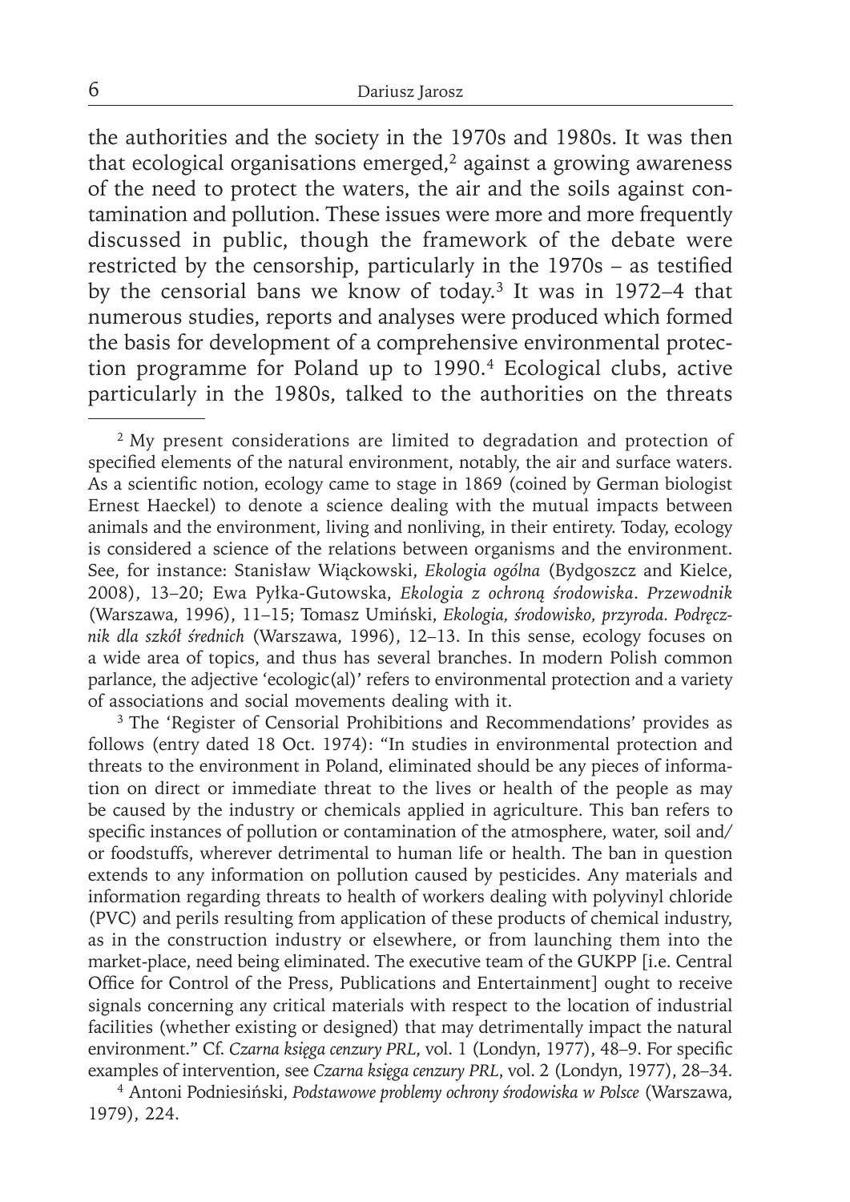the authorities and the society in the 1970s and 1980s. It was then that ecological organisations emerged,[2] against a growing awareness of the need to protect the waters, the air and the soils against contamination and pollution. These issues were more and more frequently discussed in public, though the framework of the debate were restricted by the censorship, particularly in the 1970s – as testified by the censorial bans we know of today.[3] It was in 1972–4 that numerous studies, reports and analyses were produced which formed the basis for development of a comprehensive environmental protection programme for Poland up to 1990.[4] Ecological clubs, active particularly in the 1980s, talked to the authorities on the threats

---

[2] My present considerations are limited to degradation and protection of specified elements of the natural environment, notably, the air and surface waters. As a scientific notion, ecology came to stage in 1869 (coined by German biologist Ernest Haeckel) to denote a science dealing with the mutual impacts between animals and the environment, living and nonliving, in their entirety. Today, ecology is considered a science of the relations between organisms and the environment. See, for instance: Stanisław Wiąckowski, *Ekologia ogólna* (Bydgoszcz and Kielce, 2008), 13–20; Ewa Pyłka-Gutowska, *Ekologia z ochroną środowiska. Przewodnik* (Warszawa, 1996), 11–15; Tomasz Umiński, *Ekologia, środowisko, przyroda. Podręcznik dla szkół średnich* (Warszawa, 1996), 12–13. In this sense, ecology focuses on a wide area of topics, and thus has several branches. In modern Polish common parlance, the adjective 'ecologic(al)' refers to environmental protection and a variety of associations and social movements dealing with it.

[3] The 'Register of Censorial Prohibitions and Recommendations' provides as follows (entry dated 18 Oct. 1974): "In studies in environmental protection and threats to the environment in Poland, eliminated should be any pieces of information on direct or immediate threat to the lives or health of the people as may be caused by the industry or chemicals applied in agriculture. This ban refers to specific instances of pollution or contamination of the atmosphere, water, soil and/or foodstuffs, wherever detrimental to human life or health. The ban in question extends to any information on pollution caused by pesticides. Any materials and information regarding threats to health of workers dealing with polyvinyl chloride (PVC) and perils resulting from application of these products of chemical industry, as in the construction industry or elsewhere, or from launching them into the market-place, need being eliminated. The executive team of the GUKPP [i.e. Central Office for Control of the Press, Publications and Entertainment] ought to receive signals concerning any critical materials with respect to the location of industrial facilities (whether existing or designed) that may detrimentally impact the natural environment." Cf. *Czarna księga cenzury PRL*, vol. 1 (Londyn, 1977), 48–9. For specific examples of intervention, see *Czarna księga cenzury PRL*, vol. 2 (Londyn, 1977), 28–34.

[4] Antoni Podniesiński, *Podstawowe problemy ochrony środowiska w Polsce* (Warszawa, 1979), 224.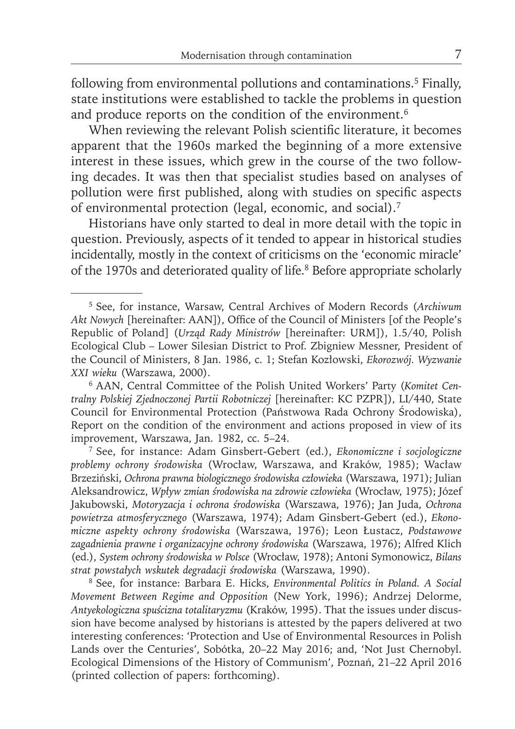following from environmental pollutions and contaminations.[5] Finally, state institutions were established to tackle the problems in question and produce reports on the condition of the environment.[6]

When reviewing the relevant Polish scientific literature, it becomes apparent that the 1960s marked the beginning of a more extensive interest in these issues, which grew in the course of the two following decades. It was then that specialist studies based on analyses of pollution were first published, along with studies on specific aspects of environmental protection (legal, economic, and social).[7]

Historians have only started to deal in more detail with the topic in question. Previously, aspects of it tended to appear in historical studies incidentally, mostly in the context of criticisms on the 'economic miracle' of the 1970s and deteriorated quality of life.[8] Before appropriate scholarly

---

[5] See, for instance, Warsaw, Central Archives of Modern Records (*Archiwum Akt Nowych* [hereinafter: AAN]), Office of the Council of Ministers [of the People's Republic of Poland] (*Urząd Rady Ministrów* [hereinafter: URM]), 1.5/40, Polish Ecological Club – Lower Silesian District to Prof. Zbigniew Messner, President of the Council of Ministers, 8 Jan. 1986, c. 1; Stefan Kozłowski, *Ekorozwój. Wyzwanie XXI wieku* (Warszawa, 2000).

[6] AAN, Central Committee of the Polish United Workers' Party (*Komitet Centralny Polskiej Zjednoczonej Partii Robotniczej* [hereinafter: KC PZPR]), LI/440, State Council for Environmental Protection (Państwowa Rada Ochrony Środowiska), Report on the condition of the environment and actions proposed in view of its improvement, Warszawa, Jan. 1982, cc. 5–24.

[7] See, for instance: Adam Ginsbert-Gebert (ed.), *Ekonomiczne i socjologiczne problemy ochrony środowiska* (Wrocław, Warszawa, and Kraków, 1985); Wacław Brzeziński, *Ochrona prawna biologicznego środowiska człowieka* (Warszawa, 1971); Julian Aleksandrowicz, *Wpływ zmian środowiska na zdrowie człowieka* (Wrocław, 1975); Józef Jakubowski, *Motoryzacja i ochrona środowiska* (Warszawa, 1976); Jan Juda, *Ochrona powietrza atmosferycznego* (Warszawa, 1974); Adam Ginsbert-Gebert (ed.), *Ekonomiczne aspekty ochrony środowiska* (Warszawa, 1976); Leon Łustacz, *Podstawowe zagadnienia prawne i organizacyjne ochrony środowiska* (Warszawa, 1976); Alfred Klich (ed.), *System ochrony środowiska w Polsce* (Wrocław, 1978); Antoni Symonowicz, *Bilans strat powstałych wskutek degradacji środowiska* (Warszawa, 1990).

[8] See, for instance: Barbara E. Hicks, *Environmental Politics in Poland. A Social Movement Between Regime and Opposition* (New York, 1996); Andrzej Delorme, *Antyekologiczna spuścizna totalitaryzmu* (Kraków, 1995). That the issues under discussion have become analysed by historians is attested by the papers delivered at two interesting conferences: 'Protection and Use of Environmental Resources in Polish Lands over the Centuries', Sobótka, 20–22 May 2016; and, 'Not Just Chernobyl. Ecological Dimensions of the History of Communism', Poznań, 21–22 April 2016 (printed collection of papers: forthcoming).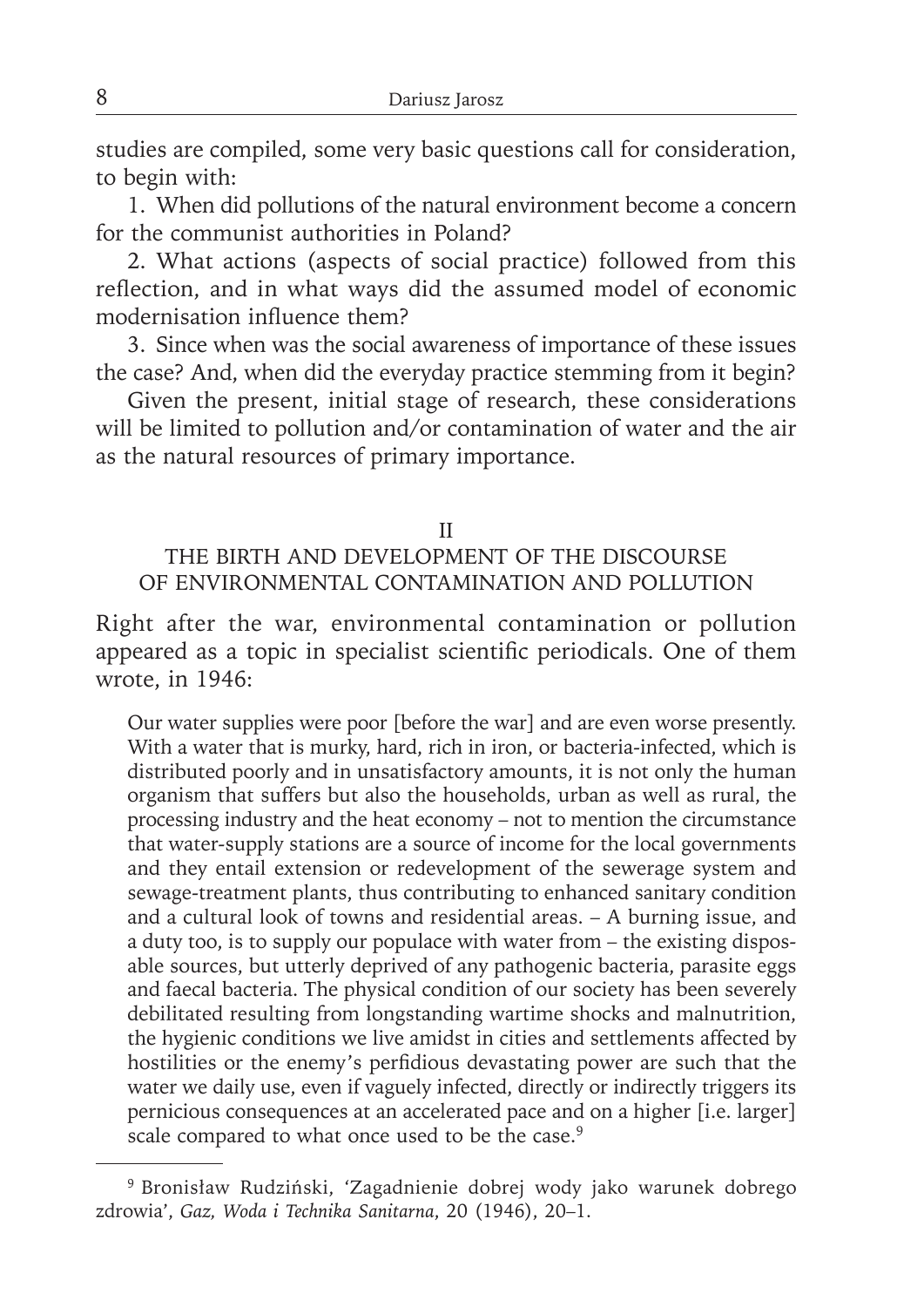studies are compiled, some very basic questions call for consideration, to begin with:

1. When did pollutions of the natural environment become a concern for the communist authorities in Poland?

2. What actions (aspects of social practice) followed from this reflection, and in what ways did the assumed model of economic modernisation influence them?

3. Since when was the social awareness of importance of these issues the case? And, when did the everyday practice stemming from it begin?

Given the present, initial stage of research, these considerations will be limited to pollution and/or contamination of water and the air as the natural resources of primary importance.

## II
## THE BIRTH AND DEVELOPMENT OF THE DISCOURSE OF ENVIRONMENTAL CONTAMINATION AND POLLUTION

Right after the war, environmental contamination or pollution appeared as a topic in specialist scientific periodicals. One of them wrote, in 1946:

> Our water supplies were poor [before the war] and are even worse presently. With a water that is murky, hard, rich in iron, or bacteria-infected, which is distributed poorly and in unsatisfactory amounts, it is not only the human organism that suffers but also the households, urban as well as rural, the processing industry and the heat economy – not to mention the circumstance that water-supply stations are a source of income for the local governments and they entail extension or redevelopment of the sewerage system and sewage-treatment plants, thus contributing to enhanced sanitary condition and a cultural look of towns and residential areas. – A burning issue, and a duty too, is to supply our populace with water from – the existing disposable sources, but utterly deprived of any pathogenic bacteria, parasite eggs and faecal bacteria. The physical condition of our society has been severely debilitated resulting from longstanding wartime shocks and malnutrition, the hygienic conditions we live amidst in cities and settlements affected by hostilities or the enemy's perfidious devastating power are such that the water we daily use, even if vaguely infected, directly or indirectly triggers its pernicious consequences at an accelerated pace and on a higher [i.e. larger] scale compared to what once used to be the case.[9]

---

[9] Bronisław Rudziński, 'Zagadnienie dobrej wody jako warunek dobrego zdrowia', *Gaz, Woda i Technika Sanitarna*, 20 (1946), 20–1.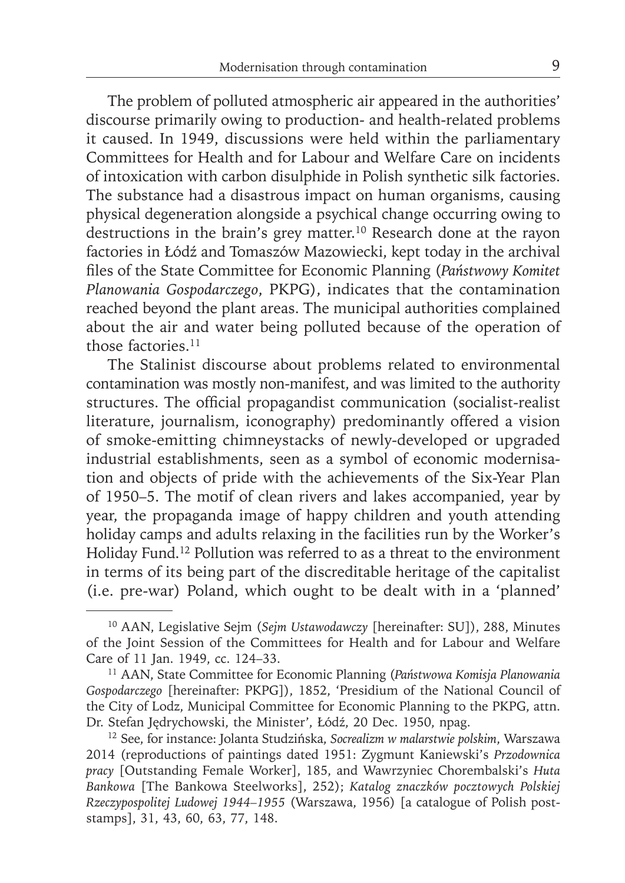The problem of polluted atmospheric air appeared in the authorities' discourse primarily owing to production- and health-related problems it caused. In 1949, discussions were held within the parliamentary Committees for Health and for Labour and Welfare Care on incidents of intoxication with carbon disulphide in Polish synthetic silk factories. The substance had a disastrous impact on human organisms, causing physical degeneration alongside a psychical change occurring owing to destructions in the brain's grey matter.[10] Research done at the rayon factories in Łódź and Tomaszów Mazowiecki, kept today in the archival files of the State Committee for Economic Planning (*Państwowy Komitet Planowania Gospodarczego*, PKPG), indicates that the contamination reached beyond the plant areas. The municipal authorities complained about the air and water being polluted because of the operation of those factories.[11]

The Stalinist discourse about problems related to environmental contamination was mostly non-manifest, and was limited to the authority structures. The official propagandist communication (socialist-realist literature, journalism, iconography) predominantly offered a vision of smoke-emitting chimneystacks of newly-developed or upgraded industrial establishments, seen as a symbol of economic modernisation and objects of pride with the achievements of the Six-Year Plan of 1950–5. The motif of clean rivers and lakes accompanied, year by year, the propaganda image of happy children and youth attending holiday camps and adults relaxing in the facilities run by the Worker's Holiday Fund.[12] Pollution was referred to as a threat to the environment in terms of its being part of the discreditable heritage of the capitalist (i.e. pre-war) Poland, which ought to be dealt with in a 'planned'

---

[10] AAN, Legislative Sejm (*Sejm Ustawodawczy* [hereinafter: SU]), 288, Minutes of the Joint Session of the Committees for Health and for Labour and Welfare Care of 11 Jan. 1949, cc. 124–33.

[11] AAN, State Committee for Economic Planning (*Państwowa Komisja Planowania Gospodarczego* [hereinafter: PKPG]), 1852, 'Presidium of the National Council of the City of Lodz, Municipal Committee for Economic Planning to the PKPG, attn. Dr. Stefan Jędrychowski, the Minister', Łódź, 20 Dec. 1950, npag.

[12] See, for instance: Jolanta Studzińska, *Socrealizm w malarstwie polskim*, Warszawa 2014 (reproductions of paintings dated 1951: Zygmunt Kaniewski's *Przodownica pracy* [Outstanding Female Worker], 185, and Wawrzyniec Chorembalski's *Huta Bankowa* [The Bankowa Steelworks], 252); *Katalog znaczków pocztowych Polskiej Rzeczypospolitej Ludowej 1944–1955* (Warszawa, 1956) [a catalogue of Polish post-stamps], 31, 43, 60, 63, 77, 148.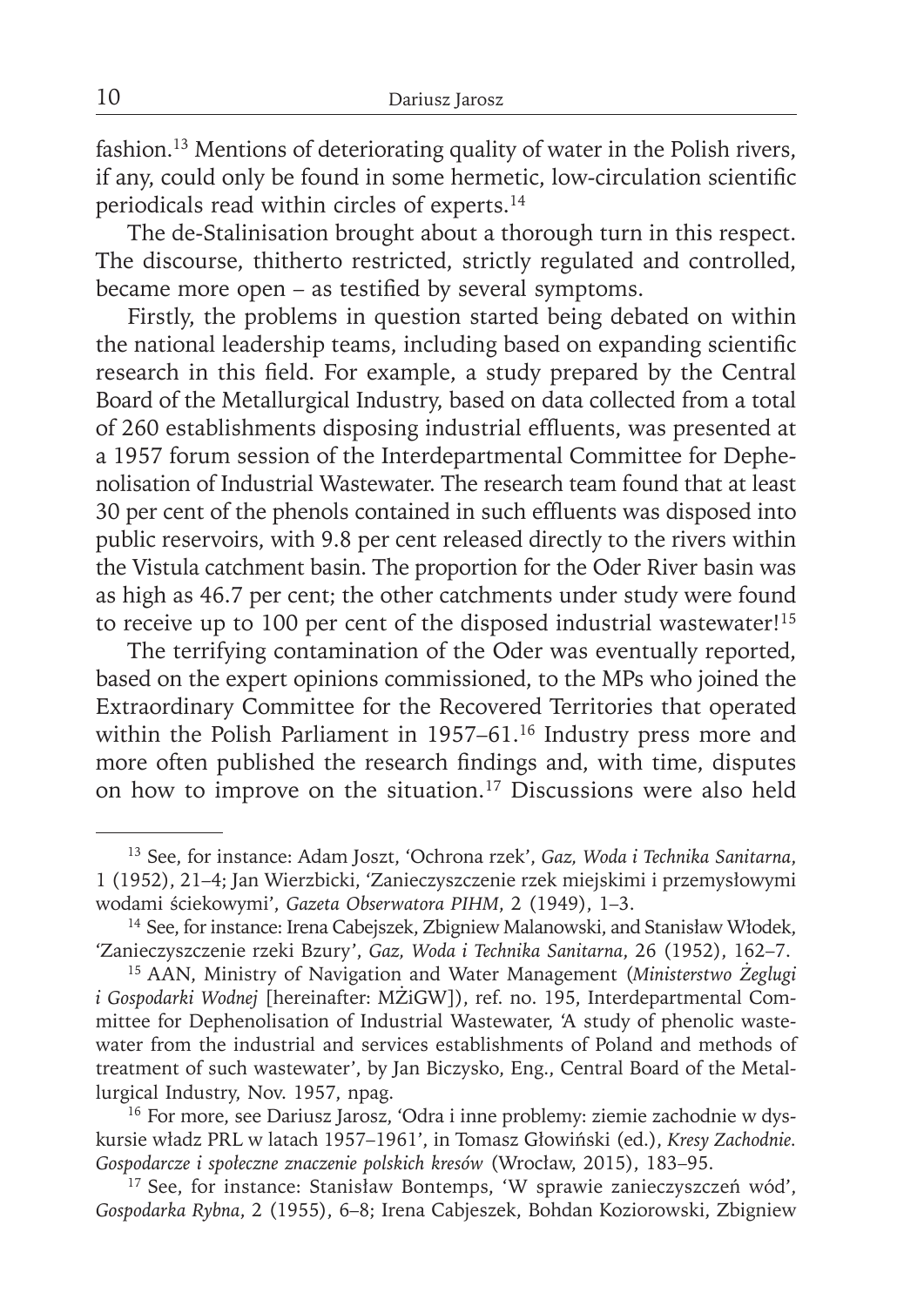fashion.[13] Mentions of deteriorating quality of water in the Polish rivers, if any, could only be found in some hermetic, low-circulation scientific periodicals read within circles of experts.[14]

The de-Stalinisation brought about a thorough turn in this respect. The discourse, thitherto restricted, strictly regulated and controlled, became more open – as testified by several symptoms.

Firstly, the problems in question started being debated on within the national leadership teams, including based on expanding scientific research in this field. For example, a study prepared by the Central Board of the Metallurgical Industry, based on data collected from a total of 260 establishments disposing industrial effluents, was presented at a 1957 forum session of the Interdepartmental Committee for Dephenolisation of Industrial Wastewater. The research team found that at least 30 per cent of the phenols contained in such effluents was disposed into public reservoirs, with 9.8 per cent released directly to the rivers within the Vistula catchment basin. The proportion for the Oder River basin was as high as 46.7 per cent; the other catchments under study were found to receive up to 100 per cent of the disposed industrial wastewater![15]

The terrifying contamination of the Oder was eventually reported, based on the expert opinions commissioned, to the MPs who joined the Extraordinary Committee for the Recovered Territories that operated within the Polish Parliament in 1957–61.[16] Industry press more and more often published the research findings and, with time, disputes on how to improve on the situation.[17] Discussions were also held

---

[13] See, for instance: Adam Joszt, 'Ochrona rzek', *Gaz, Woda i Technika Sanitarna*, 1 (1952), 21–4; Jan Wierzbicki, 'Zanieczyszczenie rzek miejskimi i przemysłowymi wodami ściekowymi', *Gazeta Obserwatora PIHM*, 2 (1949), 1–3.

[14] See, for instance: Irena Cabejszek, Zbigniew Malanowski, and Stanisław Włodek, 'Zanieczyszczenie rzeki Bzury', *Gaz, Woda i Technika Sanitarna*, 26 (1952), 162–7.

[15] AAN, Ministry of Navigation and Water Management (*Ministerstwo Żeglugi i Gospodarki Wodnej* [hereinafter: MŻiGW]), ref. no. 195, Interdepartmental Committee for Dephenolisation of Industrial Wastewater, 'A study of phenolic wastewater from the industrial and services establishments of Poland and methods of treatment of such wastewater', by Jan Biczysko, Eng., Central Board of the Metallurgical Industry, Nov. 1957, npag.

[16] For more, see Dariusz Jarosz, 'Odra i inne problemy: ziemie zachodnie w dyskursie władz PRL w latach 1957–1961', in Tomasz Głowiński (ed.), *Kresy Zachodnie. Gospodarcze i społeczne znaczenie polskich kresów* (Wrocław, 2015), 183–95.

[17] See, for instance: Stanisław Bontemps, 'W sprawie zanieczyszczeń wód', *Gospodarka Rybna*, 2 (1955), 6–8; Irena Cabjeszek, Bohdan Koziorowski, Zbigniew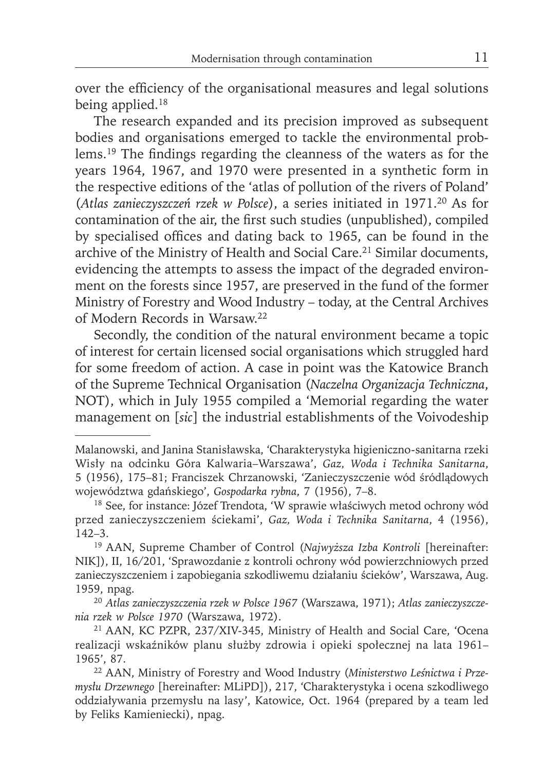over the efficiency of the organisational measures and legal solutions being applied.[18]

The research expanded and its precision improved as subsequent bodies and organisations emerged to tackle the environmental problems.[19] The findings regarding the cleanness of the waters as for the years 1964, 1967, and 1970 were presented in a synthetic form in the respective editions of the 'atlas of pollution of the rivers of Poland' (*Atlas zanieczyszczeń rzek w Polsce*), a series initiated in 1971.[20] As for contamination of the air, the first such studies (unpublished), compiled by specialised offices and dating back to 1965, can be found in the archive of the Ministry of Health and Social Care.[21] Similar documents, evidencing the attempts to assess the impact of the degraded environment on the forests since 1957, are preserved in the fund of the former Ministry of Forestry and Wood Industry – today, at the Central Archives of Modern Records in Warsaw.[22]

Secondly, the condition of the natural environment became a topic of interest for certain licensed social organisations which struggled hard for some freedom of action. A case in point was the Katowice Branch of the Supreme Technical Organisation (*Naczelna Organizacja Techniczna*, NOT), which in July 1955 compiled a 'Memorial regarding the water management on [*sic*] the industrial establishments of the Voivodeship

---

Malanowski, and Janina Stanisławska, 'Charakterystyka higieniczno-sanitarna rzeki Wisły na odcinku Góra Kalwaria–Warszawa', *Gaz, Woda i Technika Sanitarna*, 5 (1956), 175–81; Franciszek Chrzanowski, 'Zanieczyszczenie wód śródlądowych województwa gdańskiego', *Gospodarka rybna*, 7 (1956), 7–8.

[18] See, for instance: Józef Trendota, 'W sprawie właściwych metod ochrony wód przed zanieczyszczeniem ściekami', *Gaz, Woda i Technika Sanitarna*, 4 (1956), 142–3.

[19] AAN, Supreme Chamber of Control (*Najwyższa Izba Kontroli* [hereinafter: NIK]), II, 16/201, 'Sprawozdanie z kontroli ochrony wód powierzchniowych przed zanieczyszczeniem i zapobiegania szkodliwemu działaniu ścieków', Warszawa, Aug. 1959, npag.

[20] *Atlas zanieczyszczenia rzek w Polsce 1967* (Warszawa, 1971); *Atlas zanieczyszczenia rzek w Polsce 1970* (Warszawa, 1972).

[21] AAN, KC PZPR, 237/XIV-345, Ministry of Health and Social Care, 'Ocena realizacji wskaźników planu służby zdrowia i opieki społecznej na lata 1961–1965', 87.

[22] AAN, Ministry of Forestry and Wood Industry (*Ministerstwo Leśnictwa i Przemysłu Drzewnego* [hereinafter: MLiPD]), 217, 'Charakterystyka i ocena szkodliwego oddziaływania przemysłu na lasy', Katowice, Oct. 1964 (prepared by a team led by Feliks Kamieniecki), npag.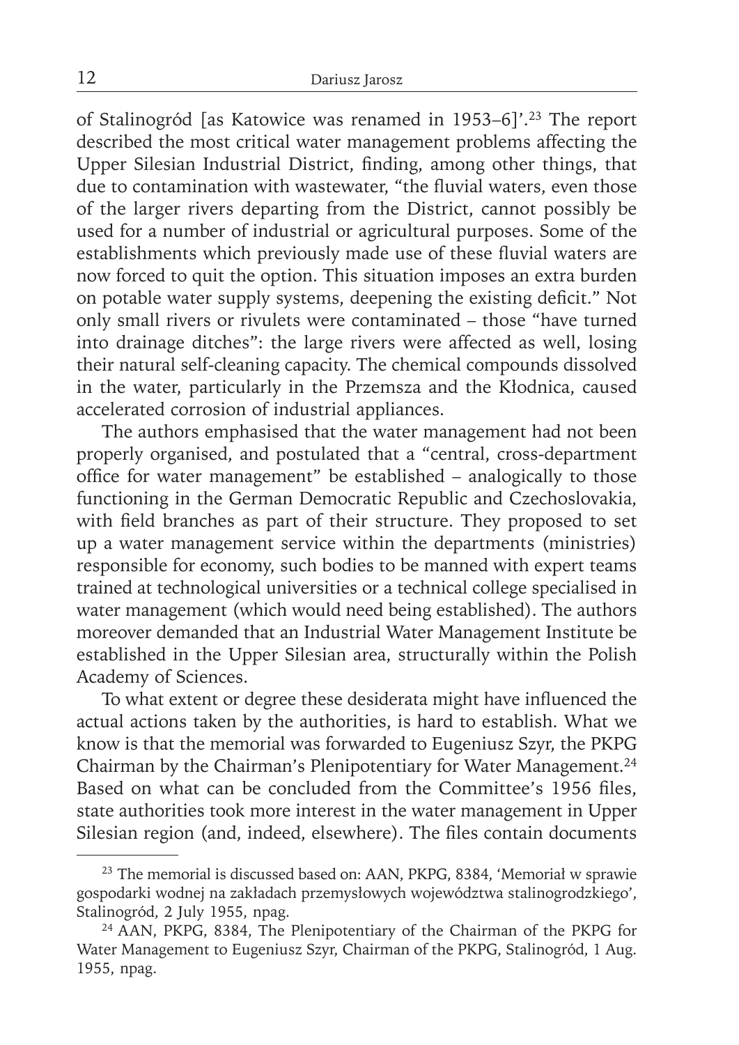of Stalinogród [as Katowice was renamed in 1953–6]'.[23] The report described the most critical water management problems affecting the Upper Silesian Industrial District, finding, among other things, that due to contamination with wastewater, "the fluvial waters, even those of the larger rivers departing from the District, cannot possibly be used for a number of industrial or agricultural purposes. Some of the establishments which previously made use of these fluvial waters are now forced to quit the option. This situation imposes an extra burden on potable water supply systems, deepening the existing deficit." Not only small rivers or rivulets were contaminated – those "have turned into drainage ditches": the large rivers were affected as well, losing their natural self-cleaning capacity. The chemical compounds dissolved in the water, particularly in the Przemsza and the Kłodnica, caused accelerated corrosion of industrial appliances.

The authors emphasised that the water management had not been properly organised, and postulated that a "central, cross-department office for water management" be established – analogically to those functioning in the German Democratic Republic and Czechoslovakia, with field branches as part of their structure. They proposed to set up a water management service within the departments (ministries) responsible for economy, such bodies to be manned with expert teams trained at technological universities or a technical college specialised in water management (which would need being established). The authors moreover demanded that an Industrial Water Management Institute be established in the Upper Silesian area, structurally within the Polish Academy of Sciences.

To what extent or degree these desiderata might have influenced the actual actions taken by the authorities, is hard to establish. What we know is that the memorial was forwarded to Eugeniusz Szyr, the PKPG Chairman by the Chairman's Plenipotentiary for Water Management.[24] Based on what can be concluded from the Committee's 1956 files, state authorities took more interest in the water management in Upper Silesian region (and, indeed, elsewhere). The files contain documents

---

[23] The memorial is discussed based on: AAN, PKPG, 8384, 'Memoriał w sprawie gospodarki wodnej na zakładach przemysłowych województwa stalinogrodzkiego', Stalinogród, 2 July 1955, npag.

[24] AAN, PKPG, 8384, The Plenipotentiary of the Chairman of the PKPG for Water Management to Eugeniusz Szyr, Chairman of the PKPG, Stalinogród, 1 Aug. 1955, npag.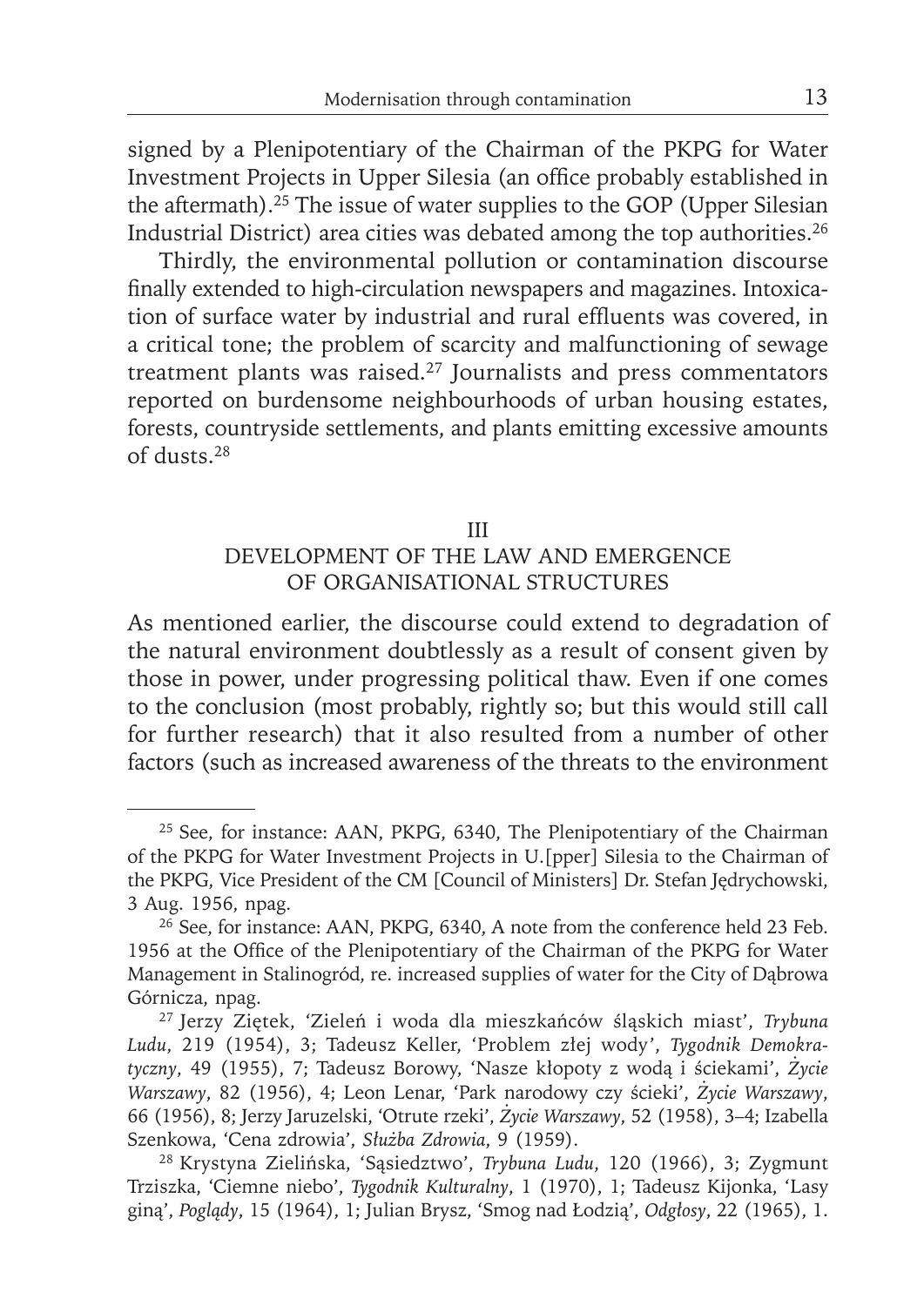signed by a Plenipotentiary of the Chairman of the PKPG for Water Investment Projects in Upper Silesia (an office probably established in the aftermath).[25] The issue of water supplies to the GOP (Upper Silesian Industrial District) area cities was debated among the top authorities.[26]

Thirdly, the environmental pollution or contamination discourse finally extended to high-circulation newspapers and magazines. Intoxication of surface water by industrial and rural effluents was covered, in a critical tone; the problem of scarcity and malfunctioning of sewage treatment plants was raised.[27] Journalists and press commentators reported on burdensome neighbourhoods of urban housing estates, forests, countryside settlements, and plants emitting excessive amounts of dusts.[28]

## III
## DEVELOPMENT OF THE LAW AND EMERGENCE OF ORGANISATIONAL STRUCTURES

As mentioned earlier, the discourse could extend to degradation of the natural environment doubtlessly as a result of consent given by those in power, under progressing political thaw. Even if one comes to the conclusion (most probably, rightly so; but this would still call for further research) that it also resulted from a number of other factors (such as increased awareness of the threats to the environment

---

[25] See, for instance: AAN, PKPG, 6340, The Plenipotentiary of the Chairman of the PKPG for Water Investment Projects in U.[pper] Silesia to the Chairman of the PKPG, Vice President of the CM [Council of Ministers] Dr. Stefan Jędrychowski, 3 Aug. 1956, npag.

[26] See, for instance: AAN, PKPG, 6340, A note from the conference held 23 Feb. 1956 at the Office of the Plenipotentiary of the Chairman of the PKPG for Water Management in Stalinogród, re. increased supplies of water for the City of Dąbrowa Górnicza, npag.

[27] Jerzy Ziętek, 'Zieleń i woda dla mieszkańców śląskich miast', *Trybuna Ludu*, 219 (1954), 3; Tadeusz Keller, 'Problem złej wody', *Tygodnik Demokratyczny*, 49 (1955), 7; Tadeusz Borowy, 'Nasze kłopoty z wodą i ściekami', *Życie Warszawy*, 82 (1956), 4; Leon Lenar, 'Park narodowy czy ścieki', *Życie Warszawy*, 66 (1956), 8; Jerzy Jaruzelski, 'Otrute rzeki', *Życie Warszawy*, 52 (1958), 3–4; Izabella Szenkowa, 'Cena zdrowia', *Służba Zdrowia*, 9 (1959).

[28] Krystyna Zielińska, 'Sąsiedztwo', *Trybuna Ludu*, 120 (1966), 3; Zygmunt Trziszka, 'Ciemne niebo', *Tygodnik Kulturalny*, 1 (1970), 1; Tadeusz Kijonka, 'Lasy giną', *Poglądy*, 15 (1964), 1; Julian Brysz, 'Smog nad Łodzią', *Odgłosy*, 22 (1965), 1.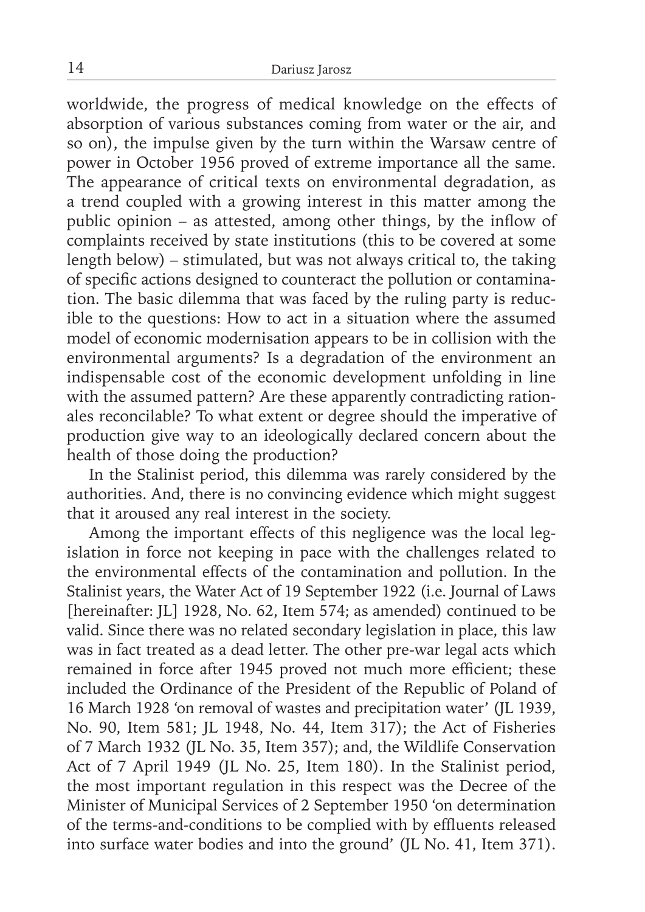worldwide, the progress of medical knowledge on the effects of absorption of various substances coming from water or the air, and so on), the impulse given by the turn within the Warsaw centre of power in October 1956 proved of extreme importance all the same. The appearance of critical texts on environmental degradation, as a trend coupled with a growing interest in this matter among the public opinion – as attested, among other things, by the inflow of complaints received by state institutions (this to be covered at some length below) – stimulated, but was not always critical to, the taking of specific actions designed to counteract the pollution or contamination. The basic dilemma that was faced by the ruling party is reducible to the questions: How to act in a situation where the assumed model of economic modernisation appears to be in collision with the environmental arguments? Is a degradation of the environment an indispensable cost of the economic development unfolding in line with the assumed pattern? Are these apparently contradicting rationales reconcilable? To what extent or degree should the imperative of production give way to an ideologically declared concern about the health of those doing the production?

In the Stalinist period, this dilemma was rarely considered by the authorities. And, there is no convincing evidence which might suggest that it aroused any real interest in the society.

Among the important effects of this negligence was the local legislation in force not keeping in pace with the challenges related to the environmental effects of the contamination and pollution. In the Stalinist years, the Water Act of 19 September 1922 (i.e. Journal of Laws [hereinafter: JL] 1928, No. 62, Item 574; as amended) continued to be valid. Since there was no related secondary legislation in place, this law was in fact treated as a dead letter. The other pre-war legal acts which remained in force after 1945 proved not much more efficient; these included the Ordinance of the President of the Republic of Poland of 16 March 1928 'on removal of wastes and precipitation water' (JL 1939, No. 90, Item 581; JL 1948, No. 44, Item 317); the Act of Fisheries of 7 March 1932 (JL No. 35, Item 357); and, the Wildlife Conservation Act of 7 April 1949 (JL No. 25, Item 180). In the Stalinist period, the most important regulation in this respect was the Decree of the Minister of Municipal Services of 2 September 1950 'on determination of the terms-and-conditions to be complied with by effluents released into surface water bodies and into the ground' (JL No. 41, Item 371).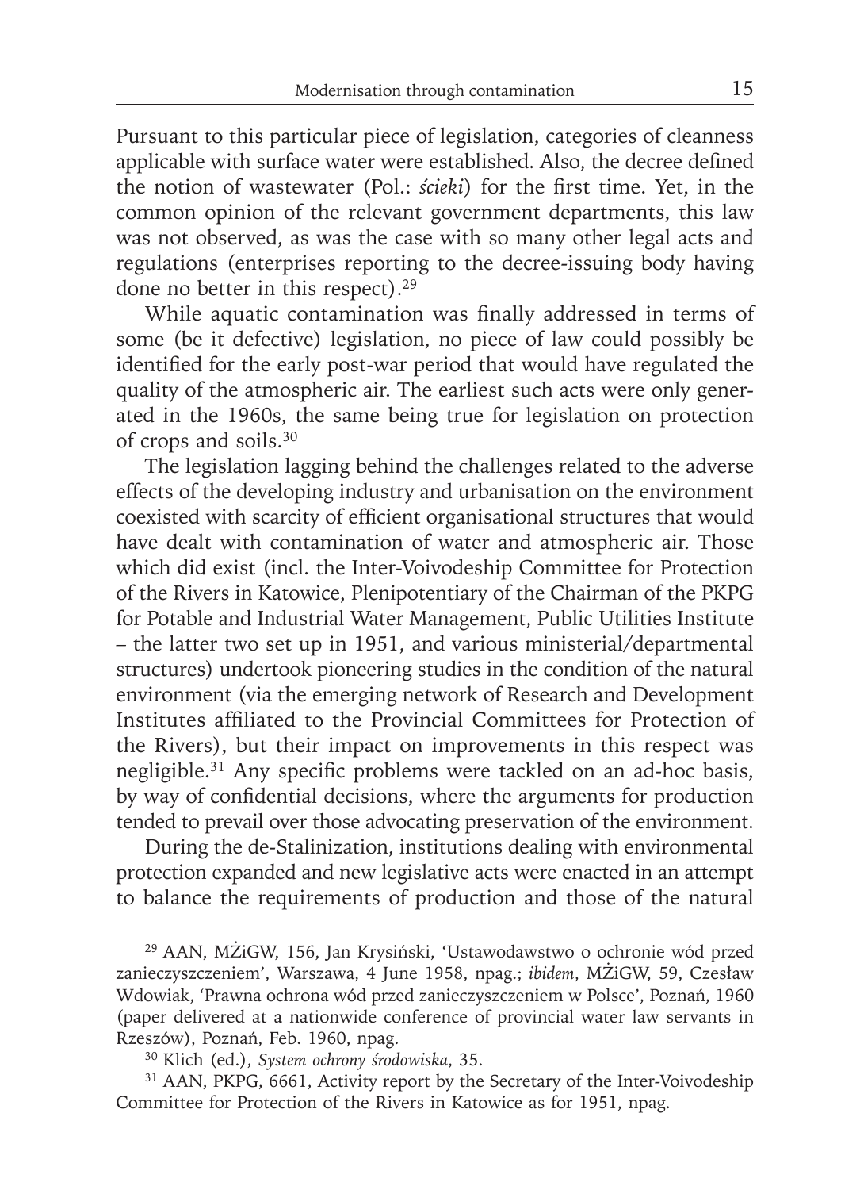Pursuant to this particular piece of legislation, categories of cleanness applicable with surface water were established. Also, the decree defined the notion of wastewater (Pol.: *ścieki*) for the first time. Yet, in the common opinion of the relevant government departments, this law was not observed, as was the case with so many other legal acts and regulations (enterprises reporting to the decree-issuing body having done no better in this respect).[29]

While aquatic contamination was finally addressed in terms of some (be it defective) legislation, no piece of law could possibly be identified for the early post-war period that would have regulated the quality of the atmospheric air. The earliest such acts were only generated in the 1960s, the same being true for legislation on protection of crops and soils.[30]

The legislation lagging behind the challenges related to the adverse effects of the developing industry and urbanisation on the environment coexisted with scarcity of efficient organisational structures that would have dealt with contamination of water and atmospheric air. Those which did exist (incl. the Inter-Voivodeship Committee for Protection of the Rivers in Katowice, Plenipotentiary of the Chairman of the PKPG for Potable and Industrial Water Management, Public Utilities Institute – the latter two set up in 1951, and various ministerial/departmental structures) undertook pioneering studies in the condition of the natural environment (via the emerging network of Research and Development Institutes affiliated to the Provincial Committees for Protection of the Rivers), but their impact on improvements in this respect was negligible.[31] Any specific problems were tackled on an ad-hoc basis, by way of confidential decisions, where the arguments for production tended to prevail over those advocating preservation of the environment.

During the de-Stalinization, institutions dealing with environmental protection expanded and new legislative acts were enacted in an attempt to balance the requirements of production and those of the natural

---

[29] AAN, MŻiGW, 156, Jan Krysiński, 'Ustawodawstwo o ochronie wód przed zanieczyszczeniem', Warszawa, 4 June 1958, npag.; *ibidem*, MŻiGW, 59, Czesław Wdowiak, 'Prawna ochrona wód przed zanieczyszczeniem w Polsce', Poznań, 1960 (paper delivered at a nationwide conference of provincial water law servants in Rzeszów), Poznań, Feb. 1960, npag.

[30] Klich (ed.), *System ochrony środowiska*, 35.

[31] AAN, PKPG, 6661, Activity report by the Secretary of the Inter-Voivodeship Committee for Protection of the Rivers in Katowice as for 1951, npag.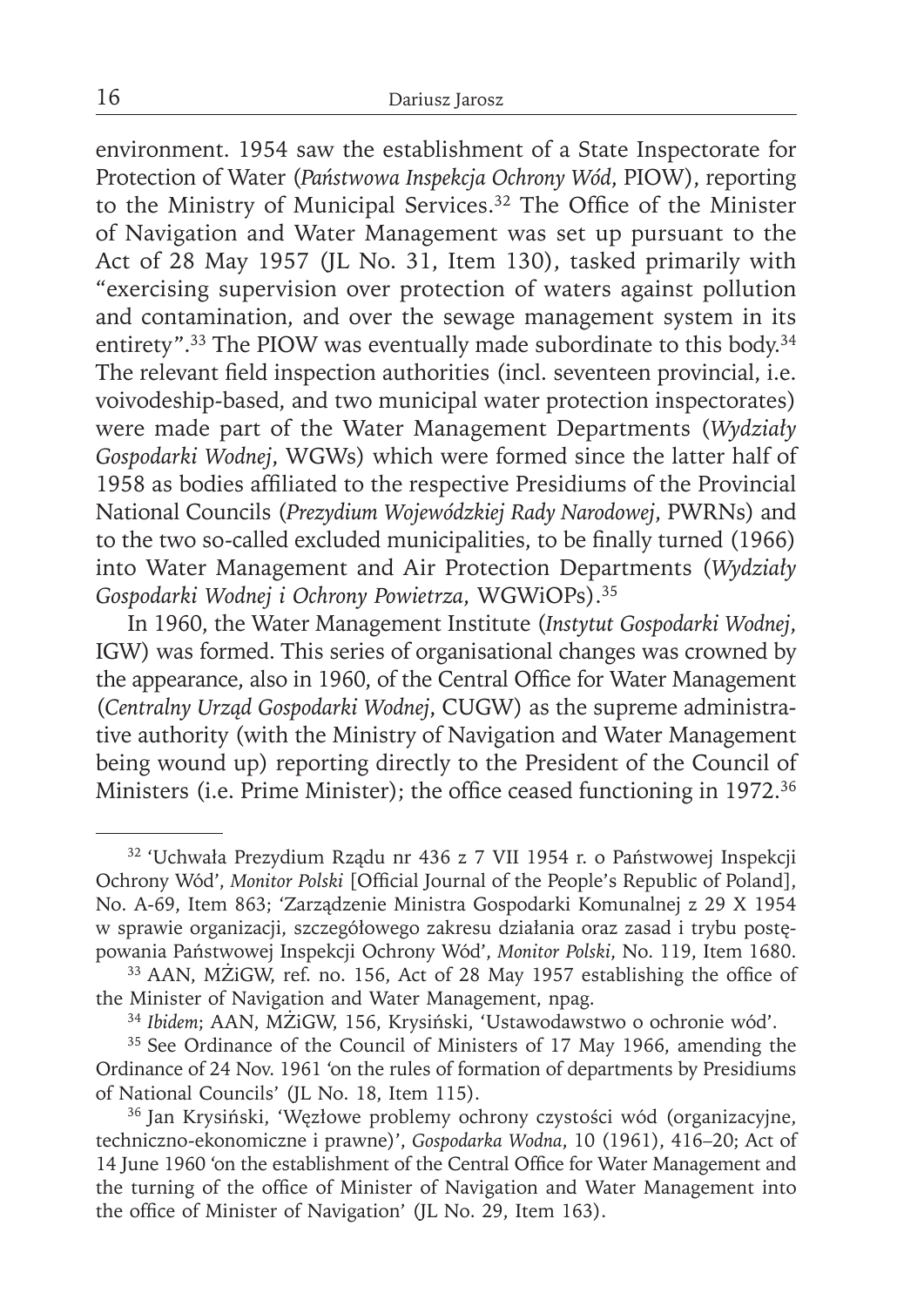environment. 1954 saw the establishment of a State Inspectorate for Protection of Water (*Państwowa Inspekcja Ochrony Wód*, PIOW), reporting to the Ministry of Municipal Services.[32] The Office of the Minister of Navigation and Water Management was set up pursuant to the Act of 28 May 1957 (JL No. 31, Item 130), tasked primarily with "exercising supervision over protection of waters against pollution and contamination, and over the sewage management system in its entirety".[33] The PIOW was eventually made subordinate to this body.[34] The relevant field inspection authorities (incl. seventeen provincial, i.e. voivodeship-based, and two municipal water protection inspectorates) were made part of the Water Management Departments (*Wydziały Gospodarki Wodnej*, WGWs) which were formed since the latter half of 1958 as bodies affiliated to the respective Presidiums of the Provincial National Councils (*Prezydium Wojewódzkiej Rady Narodowej*, PWRNs) and to the two so-called excluded municipalities, to be finally turned (1966) into Water Management and Air Protection Departments (*Wydziały Gospodarki Wodnej i Ochrony Powietrza*, WGWiOPs).[35]

In 1960, the Water Management Institute (*Instytut Gospodarki Wodnej*, IGW) was formed. This series of organisational changes was crowned by the appearance, also in 1960, of the Central Office for Water Management (*Centralny Urząd Gospodarki Wodnej*, CUGW) as the supreme administrative authority (with the Ministry of Navigation and Water Management being wound up) reporting directly to the President of the Council of Ministers (i.e. Prime Minister); the office ceased functioning in 1972.[36]

---

[32] 'Uchwała Prezydium Rządu nr 436 z 7 VII 1954 r. o Państwowej Inspekcji Ochrony Wód', *Monitor Polski* [Official Journal of the People's Republic of Poland], No. A-69, Item 863; 'Zarządzenie Ministra Gospodarki Komunalnej z 29 X 1954 w sprawie organizacji, szczegółowego zakresu działania oraz zasad i trybu postępowania Państwowej Inspekcji Ochrony Wód', *Monitor Polski*, No. 119, Item 1680.

[33] AAN, MŻiGW, ref. no. 156, Act of 28 May 1957 establishing the office of the Minister of Navigation and Water Management, npag.

[34] *Ibidem*; AAN, MŻiGW, 156, Krysiński, 'Ustawodawstwo o ochronie wód'.

[35] See Ordinance of the Council of Ministers of 17 May 1966, amending the Ordinance of 24 Nov. 1961 'on the rules of formation of departments by Presidiums of National Councils' (JL No. 18, Item 115).

[36] Jan Krysiński, 'Węzłowe problemy ochrony czystości wód (organizacyjne, techniczno-ekonomiczne i prawne)', *Gospodarka Wodna*, 10 (1961), 416–20; Act of 14 June 1960 'on the establishment of the Central Office for Water Management and the turning of the office of Minister of Navigation and Water Management into the office of Minister of Navigation' (JL No. 29, Item 163).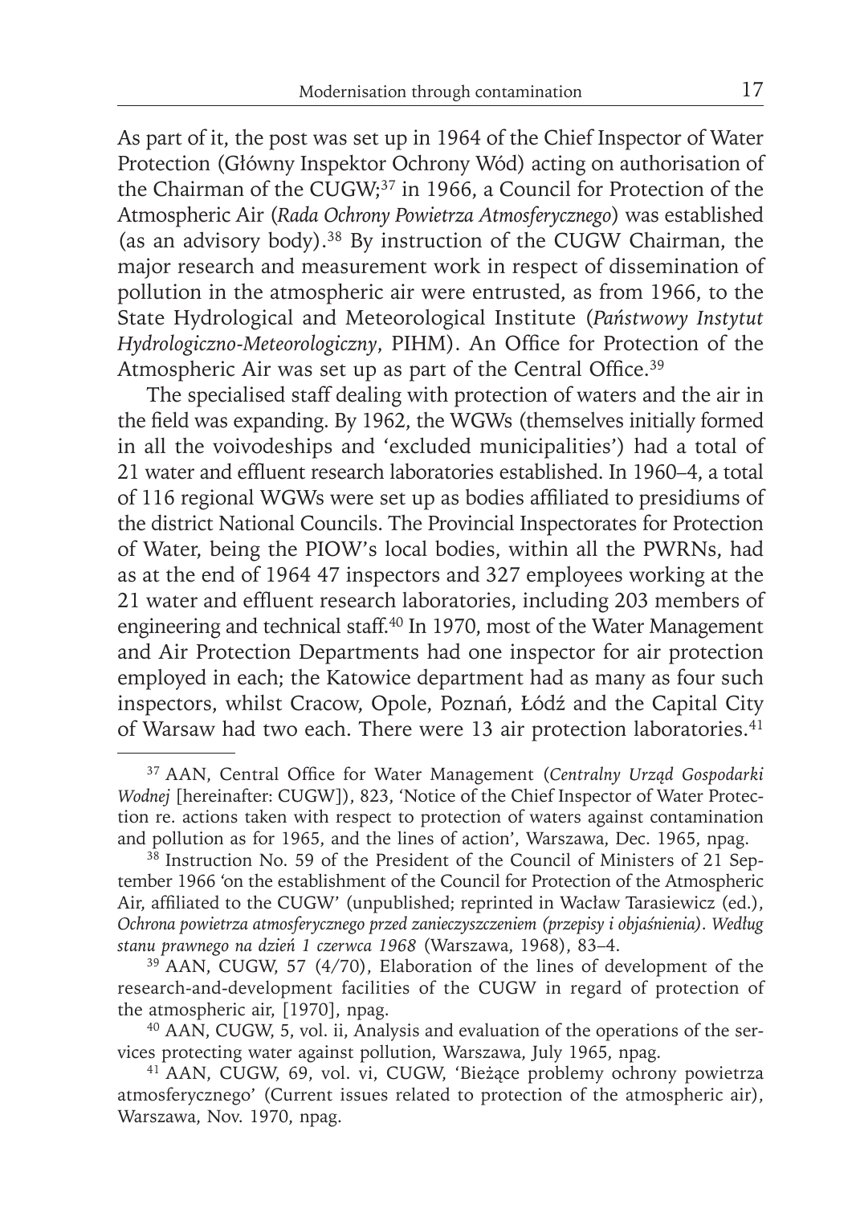As part of it, the post was set up in 1964 of the Chief Inspector of Water Protection (Główny Inspektor Ochrony Wód) acting on authorisation of the Chairman of the CUGW;[37] in 1966, a Council for Protection of the Atmospheric Air (*Rada Ochrony Powietrza Atmosferycznego*) was established (as an advisory body).[38] By instruction of the CUGW Chairman, the major research and measurement work in respect of dissemination of pollution in the atmospheric air were entrusted, as from 1966, to the State Hydrological and Meteorological Institute (*Państwowy Instytut Hydrologiczno-Meteorologiczny*, PIHM). An Office for Protection of the Atmospheric Air was set up as part of the Central Office.[39]

The specialised staff dealing with protection of waters and the air in the field was expanding. By 1962, the WGWs (themselves initially formed in all the voivodeships and 'excluded municipalities') had a total of 21 water and effluent research laboratories established. In 1960–4, a total of 116 regional WGWs were set up as bodies affiliated to presidiums of the district National Councils. The Provincial Inspectorates for Protection of Water, being the PIOW's local bodies, within all the PWRNs, had as at the end of 1964 47 inspectors and 327 employees working at the 21 water and effluent research laboratories, including 203 members of engineering and technical staff.[40] In 1970, most of the Water Management and Air Protection Departments had one inspector for air protection employed in each; the Katowice department had as many as four such inspectors, whilst Cracow, Opole, Poznań, Łódź and the Capital City of Warsaw had two each. There were 13 air protection laboratories.[41]

---

[37] AAN, Central Office for Water Management (*Centralny Urząd Gospodarki Wodnej* [hereinafter: CUGW]), 823, 'Notice of the Chief Inspector of Water Protection re. actions taken with respect to protection of waters against contamination and pollution as for 1965, and the lines of action', Warszawa, Dec. 1965, npag.

[38] Instruction No. 59 of the President of the Council of Ministers of 21 September 1966 'on the establishment of the Council for Protection of the Atmospheric Air, affiliated to the CUGW' (unpublished; reprinted in Wacław Tarasiewicz (ed.), *Ochrona powietrza atmosferycznego przed zanieczyszczeniem (przepisy i objaśnienia). Według stanu prawnego na dzień 1 czerwca 1968* (Warszawa, 1968), 83–4.

[39] AAN, CUGW, 57 (4/70), Elaboration of the lines of development of the research-and-development facilities of the CUGW in regard of protection of the atmospheric air, [1970], npag.

[40] AAN, CUGW, 5, vol. ii, Analysis and evaluation of the operations of the services protecting water against pollution, Warszawa, July 1965, npag.

[41] AAN, CUGW, 69, vol. vi, CUGW, 'Bieżące problemy ochrony powietrza atmosferycznego' (Current issues related to protection of the atmospheric air), Warszawa, Nov. 1970, npag.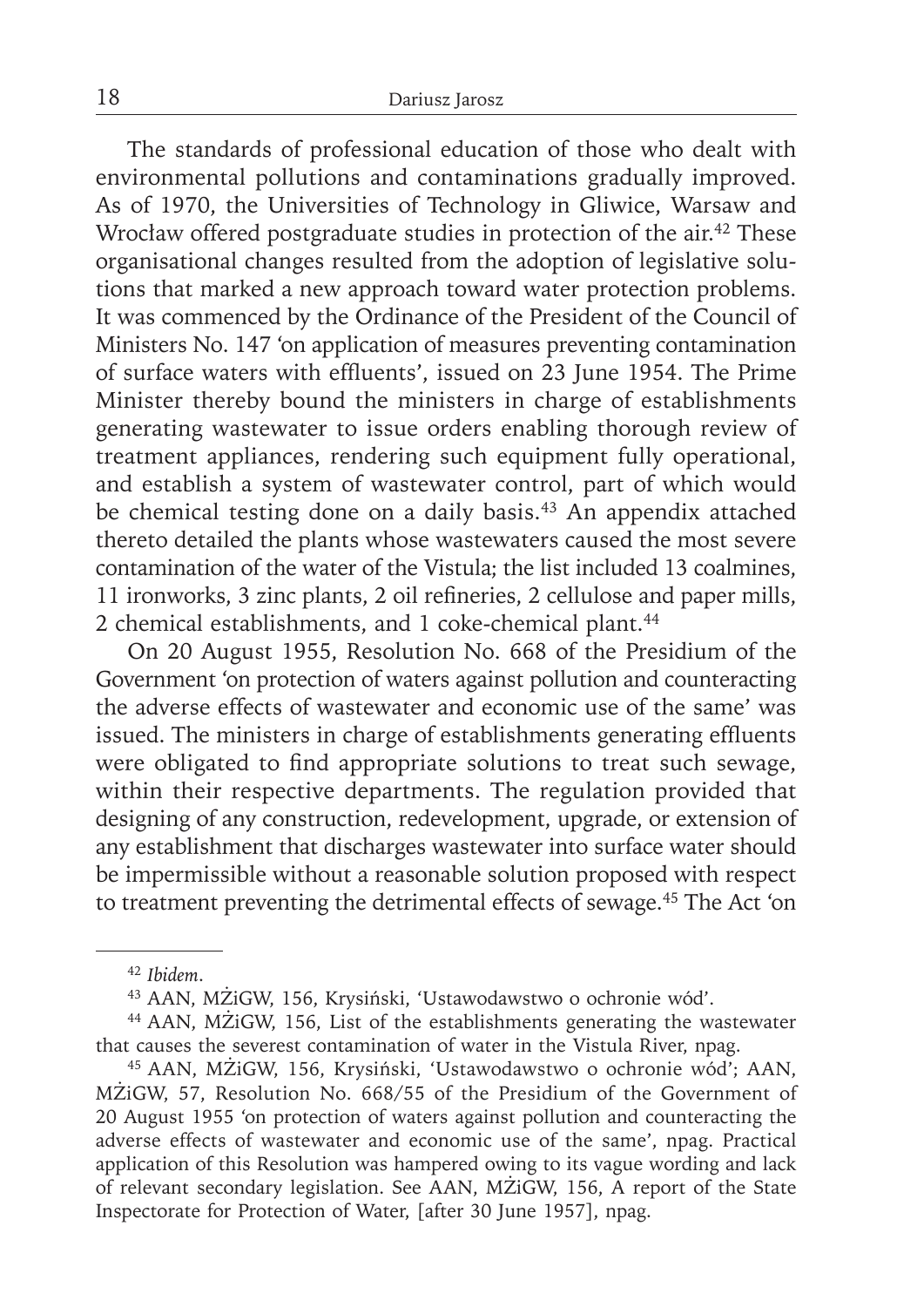The standards of professional education of those who dealt with environmental pollutions and contaminations gradually improved. As of 1970, the Universities of Technology in Gliwice, Warsaw and Wrocław offered postgraduate studies in protection of the air.[42] These organisational changes resulted from the adoption of legislative solutions that marked a new approach toward water protection problems. It was commenced by the Ordinance of the President of the Council of Ministers No. 147 'on application of measures preventing contamination of surface waters with effluents', issued on 23 June 1954. The Prime Minister thereby bound the ministers in charge of establishments generating wastewater to issue orders enabling thorough review of treatment appliances, rendering such equipment fully operational, and establish a system of wastewater control, part of which would be chemical testing done on a daily basis.[43] An appendix attached thereto detailed the plants whose wastewaters caused the most severe contamination of the water of the Vistula; the list included 13 coalmines, 11 ironworks, 3 zinc plants, 2 oil refineries, 2 cellulose and paper mills, 2 chemical establishments, and 1 coke-chemical plant.[44]

On 20 August 1955, Resolution No. 668 of the Presidium of the Government 'on protection of waters against pollution and counteracting the adverse effects of wastewater and economic use of the same' was issued. The ministers in charge of establishments generating effluents were obligated to find appropriate solutions to treat such sewage, within their respective departments. The regulation provided that designing of any construction, redevelopment, upgrade, or extension of any establishment that discharges wastewater into surface water should be impermissible without a reasonable solution proposed with respect to treatment preventing the detrimental effects of sewage.[45] The Act 'on

---

[42] *Ibidem*.

[43] AAN, MŻiGW, 156, Krysiński, 'Ustawodawstwo o ochronie wód'.

[44] AAN, MŻiGW, 156, List of the establishments generating the wastewater that causes the severest contamination of water in the Vistula River, npag.

[45] AAN, MŻiGW, 156, Krysiński, 'Ustawodawstwo o ochronie wód'; AAN, MŻiGW, 57, Resolution No. 668/55 of the Presidium of the Government of 20 August 1955 'on protection of waters against pollution and counteracting the adverse effects of wastewater and economic use of the same', npag. Practical application of this Resolution was hampered owing to its vague wording and lack of relevant secondary legislation. See AAN, MŻiGW, 156, A report of the State Inspectorate for Protection of Water, [after 30 June 1957], npag.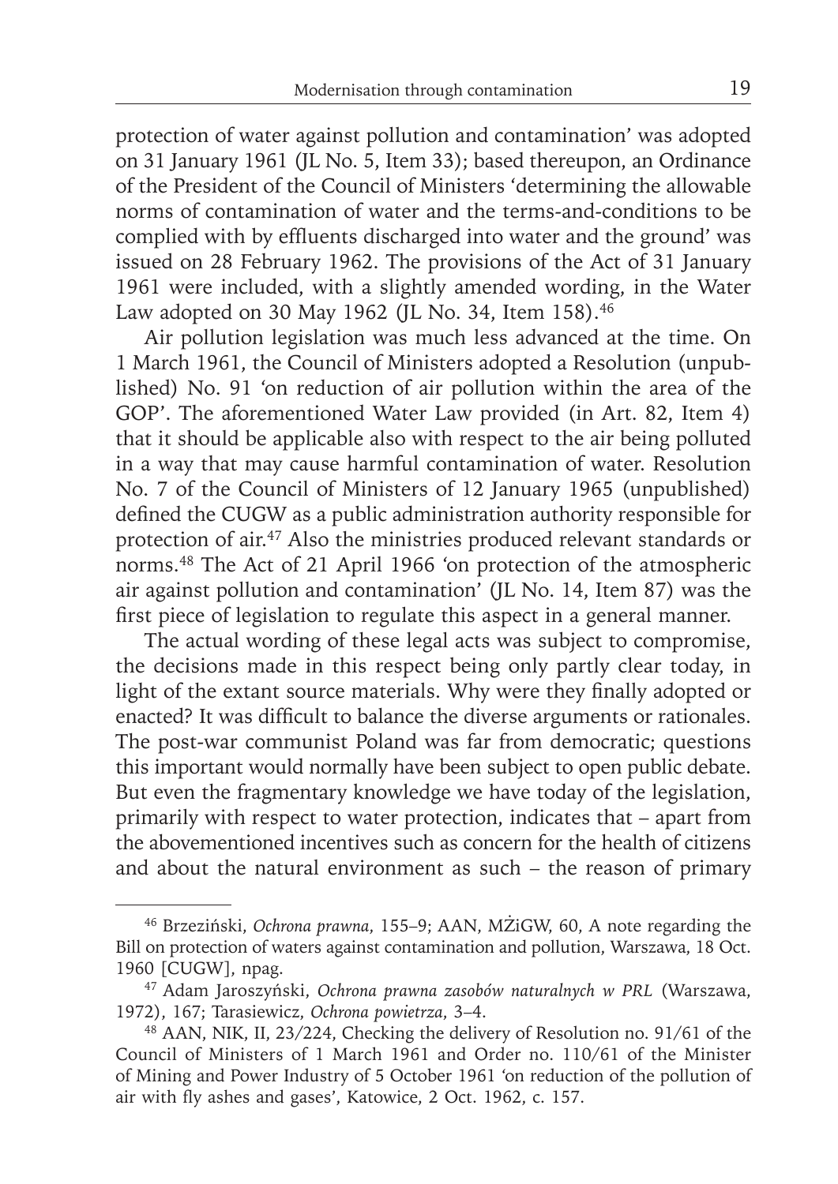protection of water against pollution and contamination' was adopted on 31 January 1961 (JL No. 5, Item 33); based thereupon, an Ordinance of the President of the Council of Ministers 'determining the allowable norms of contamination of water and the terms-and-conditions to be complied with by effluents discharged into water and the ground' was issued on 28 February 1962. The provisions of the Act of 31 January 1961 were included, with a slightly amended wording, in the Water Law adopted on 30 May 1962 (JL No. 34, Item 158).[46]

Air pollution legislation was much less advanced at the time. On 1 March 1961, the Council of Ministers adopted a Resolution (unpublished) No. 91 'on reduction of air pollution within the area of the GOP'. The aforementioned Water Law provided (in Art. 82, Item 4) that it should be applicable also with respect to the air being polluted in a way that may cause harmful contamination of water. Resolution No. 7 of the Council of Ministers of 12 January 1965 (unpublished) defined the CUGW as a public administration authority responsible for protection of air.[47] Also the ministries produced relevant standards or norms.[48] The Act of 21 April 1966 'on protection of the atmospheric air against pollution and contamination' (JL No. 14, Item 87) was the first piece of legislation to regulate this aspect in a general manner.

The actual wording of these legal acts was subject to compromise, the decisions made in this respect being only partly clear today, in light of the extant source materials. Why were they finally adopted or enacted? It was difficult to balance the diverse arguments or rationales. The post-war communist Poland was far from democratic; questions this important would normally have been subject to open public debate. But even the fragmentary knowledge we have today of the legislation, primarily with respect to water protection, indicates that – apart from the abovementioned incentives such as concern for the health of citizens and about the natural environment as such – the reason of primary

---

[46] Brzeziński, *Ochrona prawna*, 155–9; AAN, MŻiGW, 60, A note regarding the Bill on protection of waters against contamination and pollution, Warszawa, 18 Oct. 1960 [CUGW], npag.

[47] Adam Jaroszyński, *Ochrona prawna zasobów naturalnych w PRL* (Warszawa, 1972), 167; Tarasiewicz, *Ochrona powietrza*, 3–4.

[48] AAN, NIK, II, 23/224, Checking the delivery of Resolution no. 91/61 of the Council of Ministers of 1 March 1961 and Order no. 110/61 of the Minister of Mining and Power Industry of 5 October 1961 'on reduction of the pollution of air with fly ashes and gases', Katowice, 2 Oct. 1962, c. 157.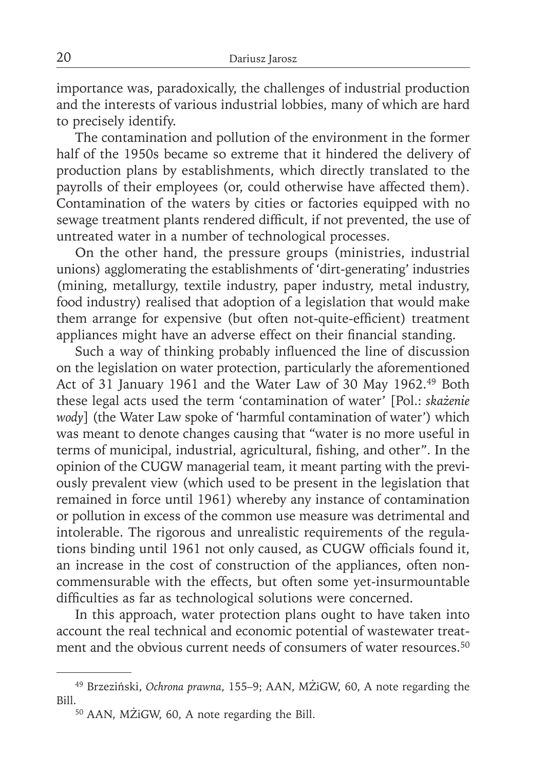importance was, paradoxically, the challenges of industrial production and the interests of various industrial lobbies, many of which are hard to precisely identify.

The contamination and pollution of the environment in the former half of the 1950s became so extreme that it hindered the delivery of production plans by establishments, which directly translated to the payrolls of their employees (or, could otherwise have affected them). Contamination of the waters by cities or factories equipped with no sewage treatment plants rendered difficult, if not prevented, the use of untreated water in a number of technological processes.

On the other hand, the pressure groups (ministries, industrial unions) agglomerating the establishments of 'dirt-generating' industries (mining, metallurgy, textile industry, paper industry, metal industry, food industry) realised that adoption of a legislation that would make them arrange for expensive (but often not-quite-efficient) treatment appliances might have an adverse effect on their financial standing.

Such a way of thinking probably influenced the line of discussion on the legislation on water protection, particularly the aforementioned Act of 31 January 1961 and the Water Law of 30 May 1962.[49] Both these legal acts used the term 'contamination of water' [Pol.: *skażenie wody*] (the Water Law spoke of 'harmful contamination of water') which was meant to denote changes causing that "water is no more useful in terms of municipal, industrial, agricultural, fishing, and other". In the opinion of the CUGW managerial team, it meant parting with the previously prevalent view (which used to be present in the legislation that remained in force until 1961) whereby any instance of contamination or pollution in excess of the common use measure was detrimental and intolerable. The rigorous and unrealistic requirements of the regulations binding until 1961 not only caused, as CUGW officials found it, an increase in the cost of construction of the appliances, often non-commensurable with the effects, but often some yet-insurmountable difficulties as far as technological solutions were concerned.

In this approach, water protection plans ought to have taken into account the real technical and economic potential of wastewater treatment and the obvious current needs of consumers of water resources.[50]

---

[49] Brzeziński, *Ochrona prawna*, 155–9; AAN, MŻiGW, 60, A note regarding the Bill.

[50] AAN, MŻiGW, 60, A note regarding the Bill.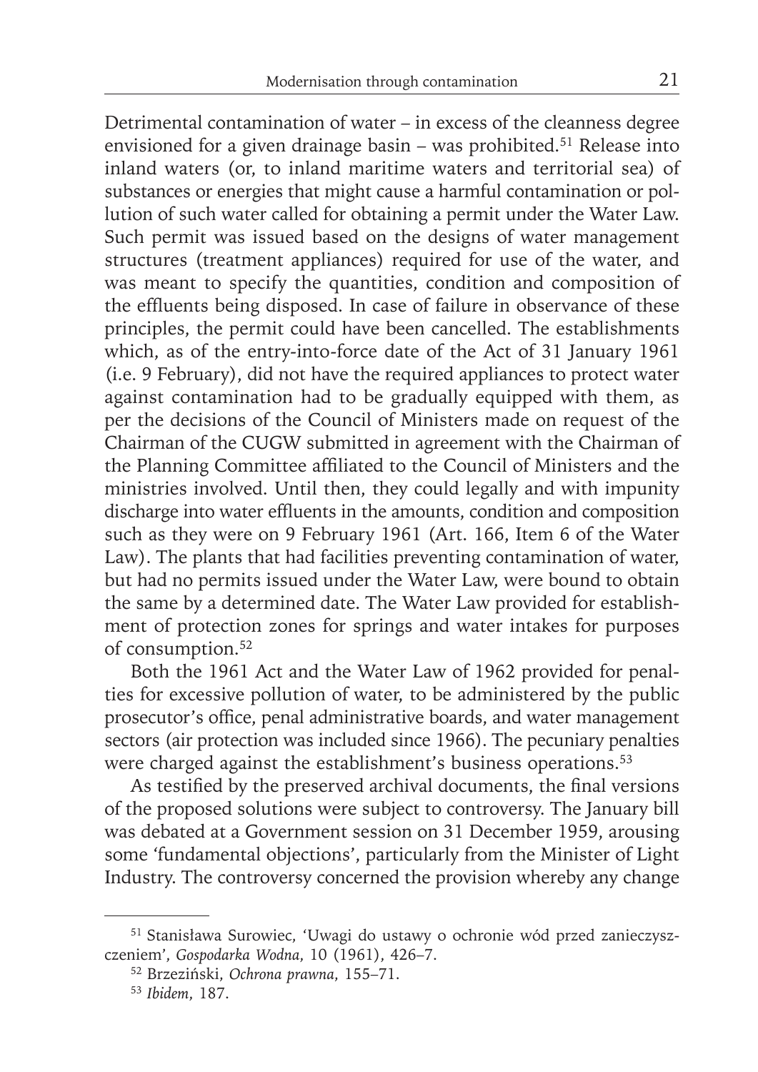Detrimental contamination of water – in excess of the cleanness degree envisioned for a given drainage basin – was prohibited.[51] Release into inland waters (or, to inland maritime waters and territorial sea) of substances or energies that might cause a harmful contamination or pollution of such water called for obtaining a permit under the Water Law. Such permit was issued based on the designs of water management structures (treatment appliances) required for use of the water, and was meant to specify the quantities, condition and composition of the effluents being disposed. In case of failure in observance of these principles, the permit could have been cancelled. The establishments which, as of the entry-into-force date of the Act of 31 January 1961 (i.e. 9 February), did not have the required appliances to protect water against contamination had to be gradually equipped with them, as per the decisions of the Council of Ministers made on request of the Chairman of the CUGW submitted in agreement with the Chairman of the Planning Committee affiliated to the Council of Ministers and the ministries involved. Until then, they could legally and with impunity discharge into water effluents in the amounts, condition and composition such as they were on 9 February 1961 (Art. 166, Item 6 of the Water Law). The plants that had facilities preventing contamination of water, but had no permits issued under the Water Law, were bound to obtain the same by a determined date. The Water Law provided for establishment of protection zones for springs and water intakes for purposes of consumption.[52]

Both the 1961 Act and the Water Law of 1962 provided for penalties for excessive pollution of water, to be administered by the public prosecutor's office, penal administrative boards, and water management sectors (air protection was included since 1966). The pecuniary penalties were charged against the establishment's business operations.[53]

As testified by the preserved archival documents, the final versions of the proposed solutions were subject to controversy. The January bill was debated at a Government session on 31 December 1959, arousing some 'fundamental objections', particularly from the Minister of Light Industry. The controversy concerned the provision whereby any change

---

[51] Stanisława Surowiec, 'Uwagi do ustawy o ochronie wód przed zanieczyszczeniem', *Gospodarka Wodna*, 10 (1961), 426–7.

[52] Brzeziński, *Ochrona prawna*, 155–71.

[53] *Ibidem*, 187.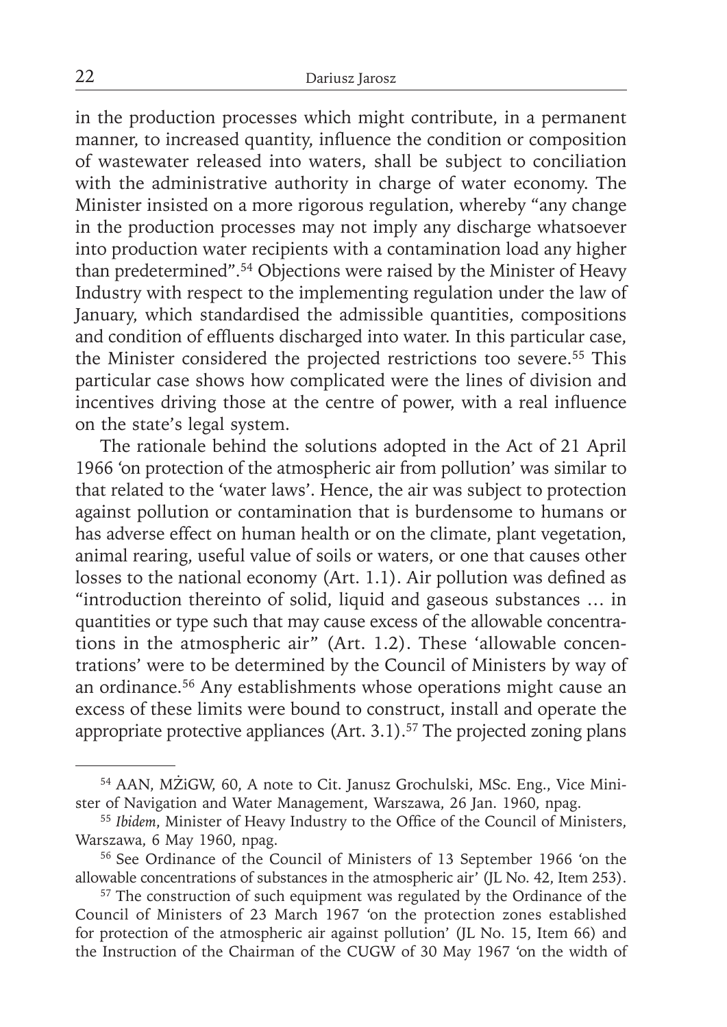in the production processes which might contribute, in a permanent manner, to increased quantity, influence the condition or composition of wastewater released into waters, shall be subject to conciliation with the administrative authority in charge of water economy. The Minister insisted on a more rigorous regulation, whereby "any change in the production processes may not imply any discharge whatsoever into production water recipients with a contamination load any higher than predetermined".[54] Objections were raised by the Minister of Heavy Industry with respect to the implementing regulation under the law of January, which standardised the admissible quantities, compositions and condition of effluents discharged into water. In this particular case, the Minister considered the projected restrictions too severe.[55] This particular case shows how complicated were the lines of division and incentives driving those at the centre of power, with a real influence on the state's legal system.

The rationale behind the solutions adopted in the Act of 21 April 1966 'on protection of the atmospheric air from pollution' was similar to that related to the 'water laws'. Hence, the air was subject to protection against pollution or contamination that is burdensome to humans or has adverse effect on human health or on the climate, plant vegetation, animal rearing, useful value of soils or waters, or one that causes other losses to the national economy (Art. 1.1). Air pollution was defined as "introduction thereinto of solid, liquid and gaseous substances … in quantities or type such that may cause excess of the allowable concentrations in the atmospheric air" (Art. 1.2). These 'allowable concentrations' were to be determined by the Council of Ministers by way of an ordinance.[56] Any establishments whose operations might cause an excess of these limits were bound to construct, install and operate the appropriate protective appliances (Art. 3.1).[57] The projected zoning plans

---

[54] AAN, MŻiGW, 60, A note to Cit. Janusz Grochulski, MSc. Eng., Vice Minister of Navigation and Water Management, Warszawa, 26 Jan. 1960, npag.

[55] *Ibidem*, Minister of Heavy Industry to the Office of the Council of Ministers, Warszawa, 6 May 1960, npag.

[56] See Ordinance of the Council of Ministers of 13 September 1966 'on the allowable concentrations of substances in the atmospheric air' (JL No. 42, Item 253).

[57] The construction of such equipment was regulated by the Ordinance of the Council of Ministers of 23 March 1967 'on the protection zones established for protection of the atmospheric air against pollution' (JL No. 15, Item 66) and the Instruction of the Chairman of the CUGW of 30 May 1967 'on the width of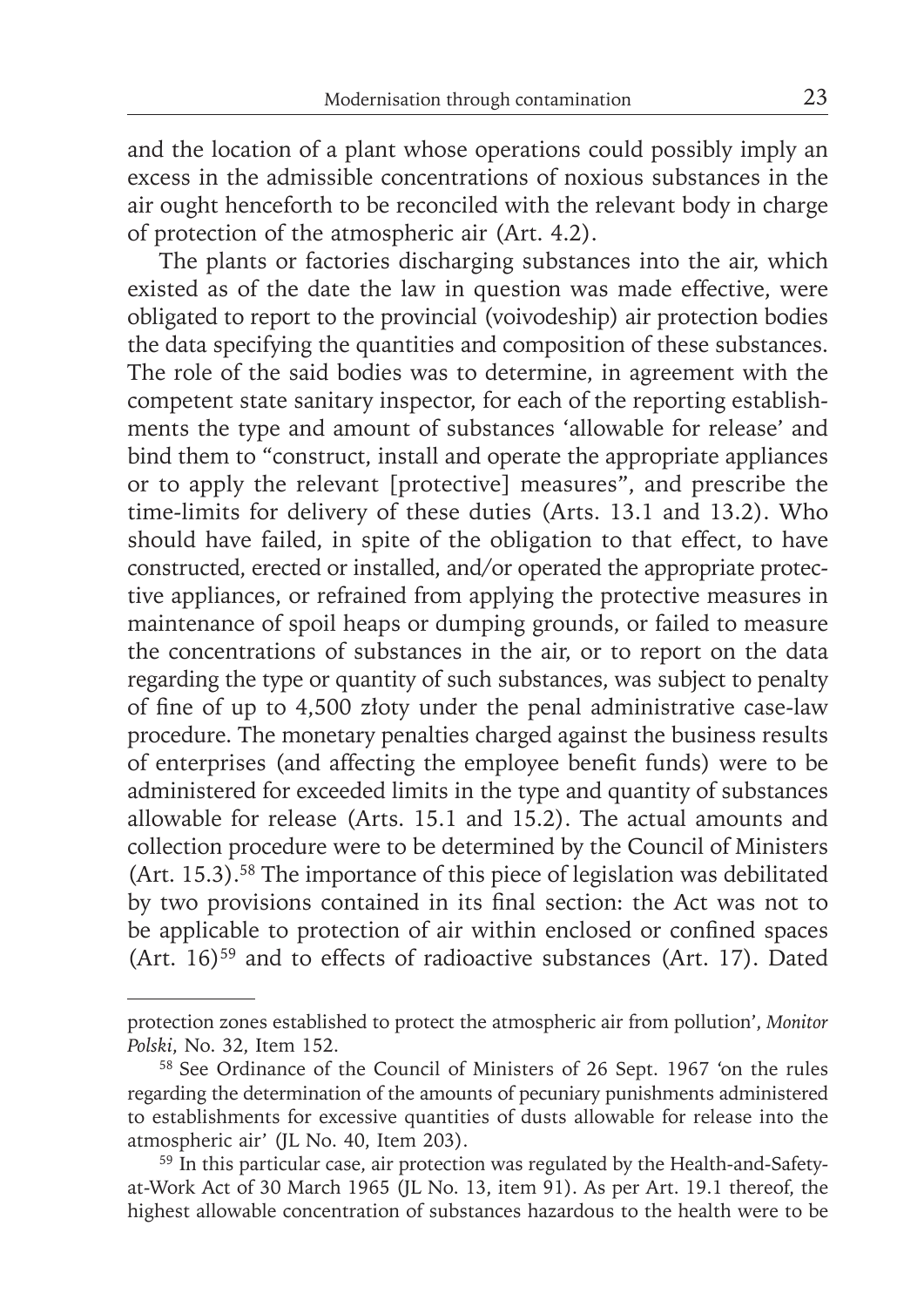and the location of a plant whose operations could possibly imply an excess in the admissible concentrations of noxious substances in the air ought henceforth to be reconciled with the relevant body in charge of protection of the atmospheric air (Art. 4.2).

The plants or factories discharging substances into the air, which existed as of the date the law in question was made effective, were obligated to report to the provincial (voivodeship) air protection bodies the data specifying the quantities and composition of these substances. The role of the said bodies was to determine, in agreement with the competent state sanitary inspector, for each of the reporting establishments the type and amount of substances 'allowable for release' and bind them to "construct, install and operate the appropriate appliances or to apply the relevant [protective] measures", and prescribe the time-limits for delivery of these duties (Arts. 13.1 and 13.2). Who should have failed, in spite of the obligation to that effect, to have constructed, erected or installed, and/or operated the appropriate protective appliances, or refrained from applying the protective measures in maintenance of spoil heaps or dumping grounds, or failed to measure the concentrations of substances in the air, or to report on the data regarding the type or quantity of such substances, was subject to penalty of fine of up to 4,500 złoty under the penal administrative case-law procedure. The monetary penalties charged against the business results of enterprises (and affecting the employee benefit funds) were to be administered for exceeded limits in the type and quantity of substances allowable for release (Arts. 15.1 and 15.2). The actual amounts and collection procedure were to be determined by the Council of Ministers (Art. 15.3).[58] The importance of this piece of legislation was debilitated by two provisions contained in its final section: the Act was not to be applicable to protection of air within enclosed or confined spaces (Art. 16)[59] and to effects of radioactive substances (Art. 17). Dated

---

protection zones established to protect the atmospheric air from pollution', *Monitor Polski*, No. 32, Item 152.

[58] See Ordinance of the Council of Ministers of 26 Sept. 1967 'on the rules regarding the determination of the amounts of pecuniary punishments administered to establishments for excessive quantities of dusts allowable for release into the atmospheric air' (JL No. 40, Item 203).

[59] In this particular case, air protection was regulated by the Health-and-Safety-at-Work Act of 30 March 1965 (JL No. 13, item 91). As per Art. 19.1 thereof, the highest allowable concentration of substances hazardous to the health were to be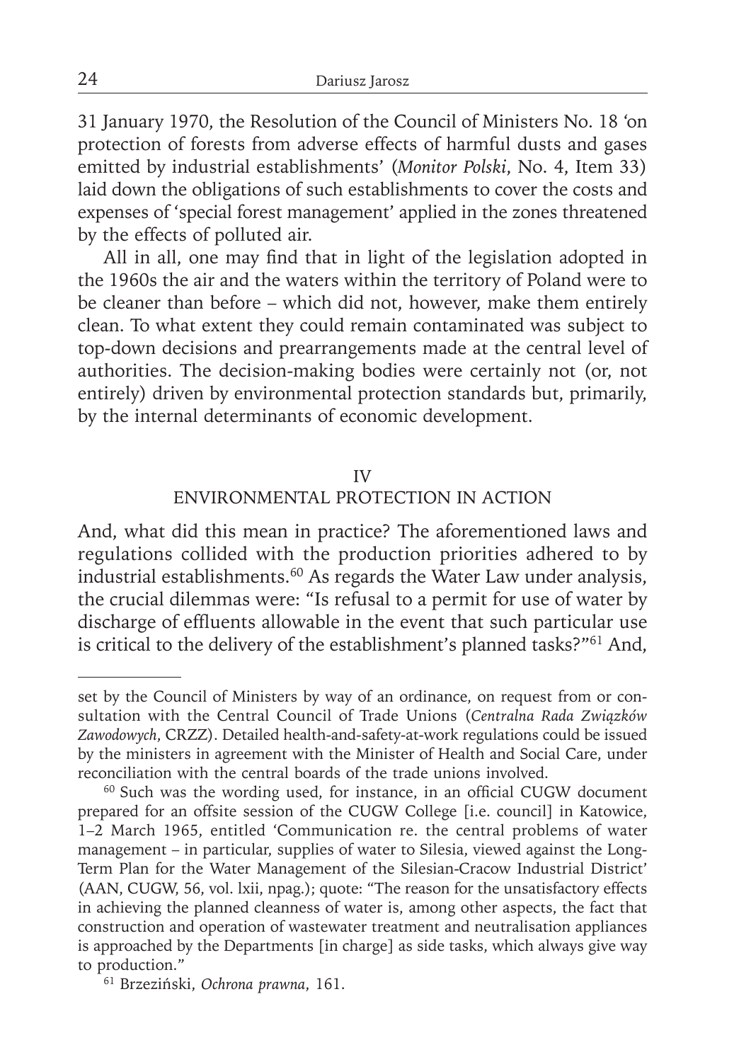31 January 1970, the Resolution of the Council of Ministers No. 18 'on protection of forests from adverse effects of harmful dusts and gases emitted by industrial establishments' (*Monitor Polski*, No. 4, Item 33) laid down the obligations of such establishments to cover the costs and expenses of 'special forest management' applied in the zones threatened by the effects of polluted air.

All in all, one may find that in light of the legislation adopted in the 1960s the air and the waters within the territory of Poland were to be cleaner than before – which did not, however, make them entirely clean. To what extent they could remain contaminated was subject to top-down decisions and prearrangements made at the central level of authorities. The decision-making bodies were certainly not (or, not entirely) driven by environmental protection standards but, primarily, by the internal determinants of economic development.

## IV
## ENVIRONMENTAL PROTECTION IN ACTION

And, what did this mean in practice? The aforementioned laws and regulations collided with the production priorities adhered to by industrial establishments.[60] As regards the Water Law under analysis, the crucial dilemmas were: "Is refusal to a permit for use of water by discharge of effluents allowable in the event that such particular use is critical to the delivery of the establishment's planned tasks?"[61] And,

---

set by the Council of Ministers by way of an ordinance, on request from or consultation with the Central Council of Trade Unions (*Centralna Rada Związków Zawodowych*, CRZZ). Detailed health-and-safety-at-work regulations could be issued by the ministers in agreement with the Minister of Health and Social Care, under reconciliation with the central boards of the trade unions involved.

[60] Such was the wording used, for instance, in an official CUGW document prepared for an offsite session of the CUGW College [i.e. council] in Katowice, 1–2 March 1965, entitled 'Communication re. the central problems of water management – in particular, supplies of water to Silesia, viewed against the Long-Term Plan for the Water Management of the Silesian-Cracow Industrial District' (AAN, CUGW, 56, vol. lxii, npag.); quote: "The reason for the unsatisfactory effects in achieving the planned cleanness of water is, among other aspects, the fact that construction and operation of wastewater treatment and neutralisation appliances is approached by the Departments [in charge] as side tasks, which always give way to production."

[61] Brzeziński, *Ochrona prawna*, 161.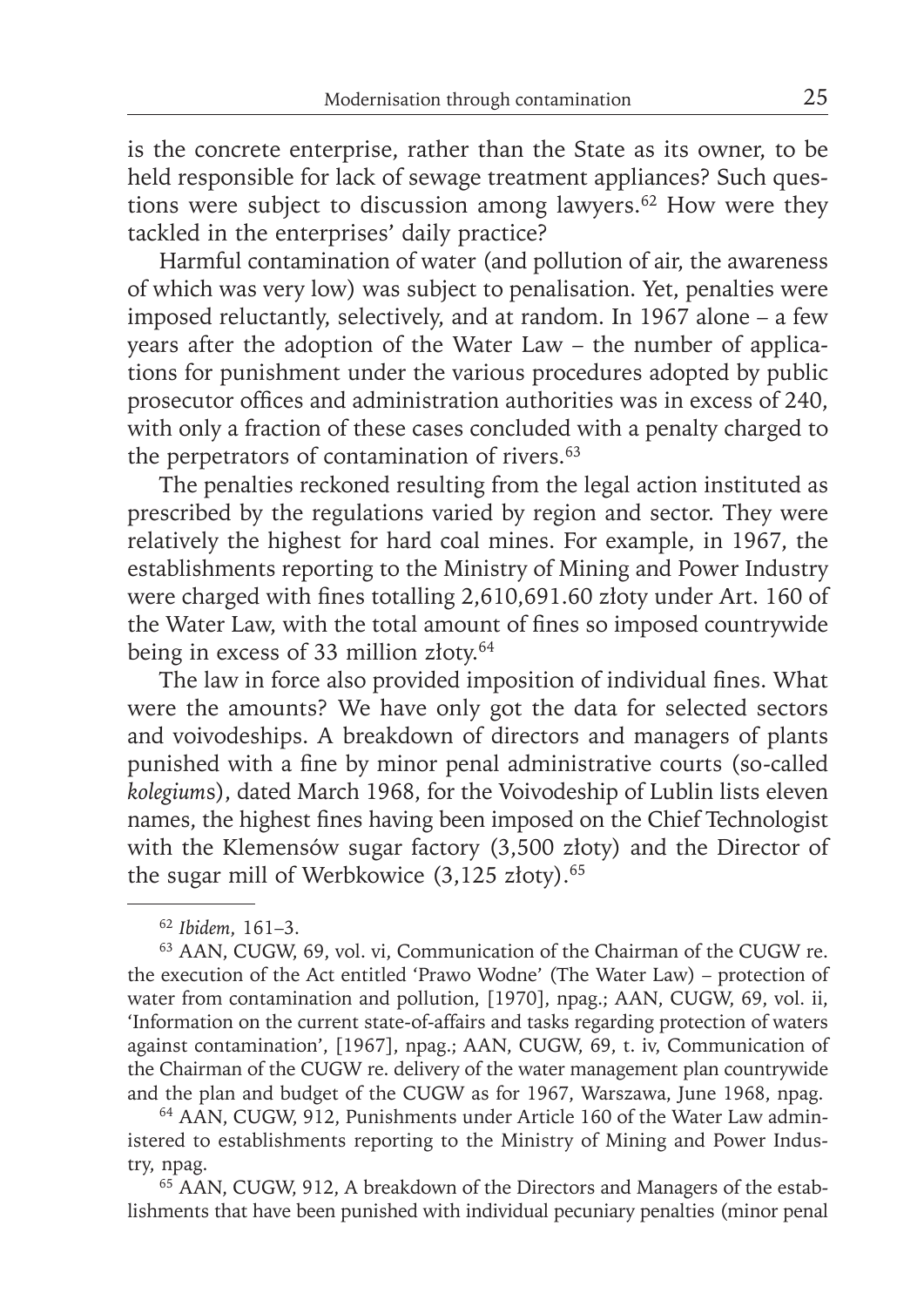is the concrete enterprise, rather than the State as its owner, to be held responsible for lack of sewage treatment appliances? Such questions were subject to discussion among lawyers.[62] How were they tackled in the enterprises' daily practice?

Harmful contamination of water (and pollution of air, the awareness of which was very low) was subject to penalisation. Yet, penalties were imposed reluctantly, selectively, and at random. In 1967 alone – a few years after the adoption of the Water Law – the number of applications for punishment under the various procedures adopted by public prosecutor offices and administration authorities was in excess of 240, with only a fraction of these cases concluded with a penalty charged to the perpetrators of contamination of rivers.[63]

The penalties reckoned resulting from the legal action instituted as prescribed by the regulations varied by region and sector. They were relatively the highest for hard coal mines. For example, in 1967, the establishments reporting to the Ministry of Mining and Power Industry were charged with fines totalling 2,610,691.60 złoty under Art. 160 of the Water Law, with the total amount of fines so imposed countrywide being in excess of 33 million złoty.[64]

The law in force also provided imposition of individual fines. What were the amounts? We have only got the data for selected sectors and voivodeships. A breakdown of directors and managers of plants punished with a fine by minor penal administrative courts (so-called *kolegiums*), dated March 1968, for the Voivodeship of Lublin lists eleven names, the highest fines having been imposed on the Chief Technologist with the Klemensów sugar factory (3,500 złoty) and the Director of the sugar mill of Werbkowice (3,125 złoty).[65]

---

[62] *Ibidem*, 161–3.

[63] AAN, CUGW, 69, vol. vi, Communication of the Chairman of the CUGW re. the execution of the Act entitled 'Prawo Wodne' (The Water Law) – protection of water from contamination and pollution, [1970], npag.; AAN, CUGW, 69, vol. ii, 'Information on the current state-of-affairs and tasks regarding protection of waters against contamination', [1967], npag.; AAN, CUGW, 69, t. iv, Communication of the Chairman of the CUGW re. delivery of the water management plan countrywide and the plan and budget of the CUGW as for 1967, Warszawa, June 1968, npag.

[64] AAN, CUGW, 912, Punishments under Article 160 of the Water Law administered to establishments reporting to the Ministry of Mining and Power Industry, npag.

[65] AAN, CUGW, 912, A breakdown of the Directors and Managers of the establishments that have been punished with individual pecuniary penalties (minor penal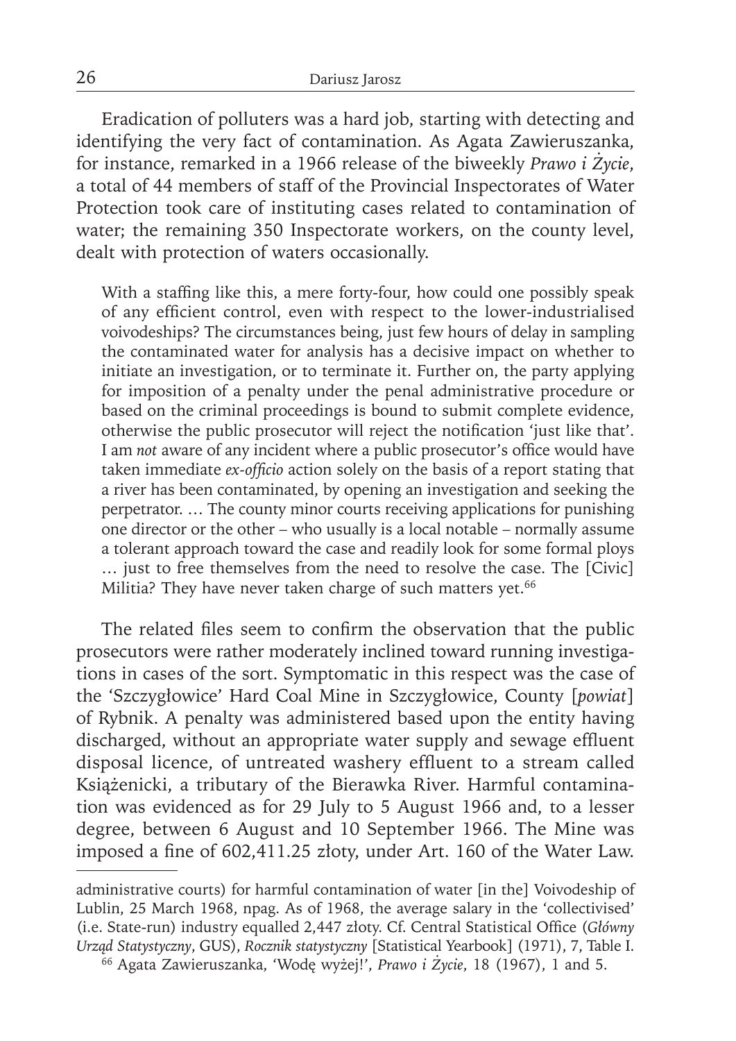Eradication of polluters was a hard job, starting with detecting and identifying the very fact of contamination. As Agata Zawieruszanka, for instance, remarked in a 1966 release of the biweekly *Prawo i Życie*, a total of 44 members of staff of the Provincial Inspectorates of Water Protection took care of instituting cases related to contamination of water; the remaining 350 Inspectorate workers, on the county level, dealt with protection of waters occasionally.

> With a staffing like this, a mere forty-four, how could one possibly speak of any efficient control, even with respect to the lower-industrialised voivodeships? The circumstances being, just few hours of delay in sampling the contaminated water for analysis has a decisive impact on whether to initiate an investigation, or to terminate it. Further on, the party applying for imposition of a penalty under the penal administrative procedure or based on the criminal proceedings is bound to submit complete evidence, otherwise the public prosecutor will reject the notification 'just like that'. I am *not* aware of any incident where a public prosecutor's office would have taken immediate *ex-officio* action solely on the basis of a report stating that a river has been contaminated, by opening an investigation and seeking the perpetrator. … The county minor courts receiving applications for punishing one director or the other – who usually is a local notable – normally assume a tolerant approach toward the case and readily look for some formal ploys … just to free themselves from the need to resolve the case. The [Civic] Militia? They have never taken charge of such matters yet.[66]

The related files seem to confirm the observation that the public prosecutors were rather moderately inclined toward running investigations in cases of the sort. Symptomatic in this respect was the case of the 'Szczygłowice' Hard Coal Mine in Szczygłowice, County [*powiat*] of Rybnik. A penalty was administered based upon the entity having discharged, without an appropriate water supply and sewage effluent disposal licence, of untreated washery effluent to a stream called Książenicki, a tributary of the Bierawka River. Harmful contamination was evidenced as for 29 July to 5 August 1966 and, to a lesser degree, between 6 August and 10 September 1966. The Mine was imposed a fine of 602,411.25 złoty, under Art. 160 of the Water Law.

---

administrative courts) for harmful contamination of water [in the] Voivodeship of Lublin, 25 March 1968, npag. As of 1968, the average salary in the 'collectivised' (i.e. State-run) industry equalled 2,447 złoty. Cf. Central Statistical Office (*Główny Urząd Statystyczny*, GUS), *Rocznik statystyczny* [Statistical Yearbook] (1971), 7, Table I.

[66] Agata Zawieruszanka, 'Wodę wyżej!', *Prawo i Życie*, 18 (1967), 1 and 5.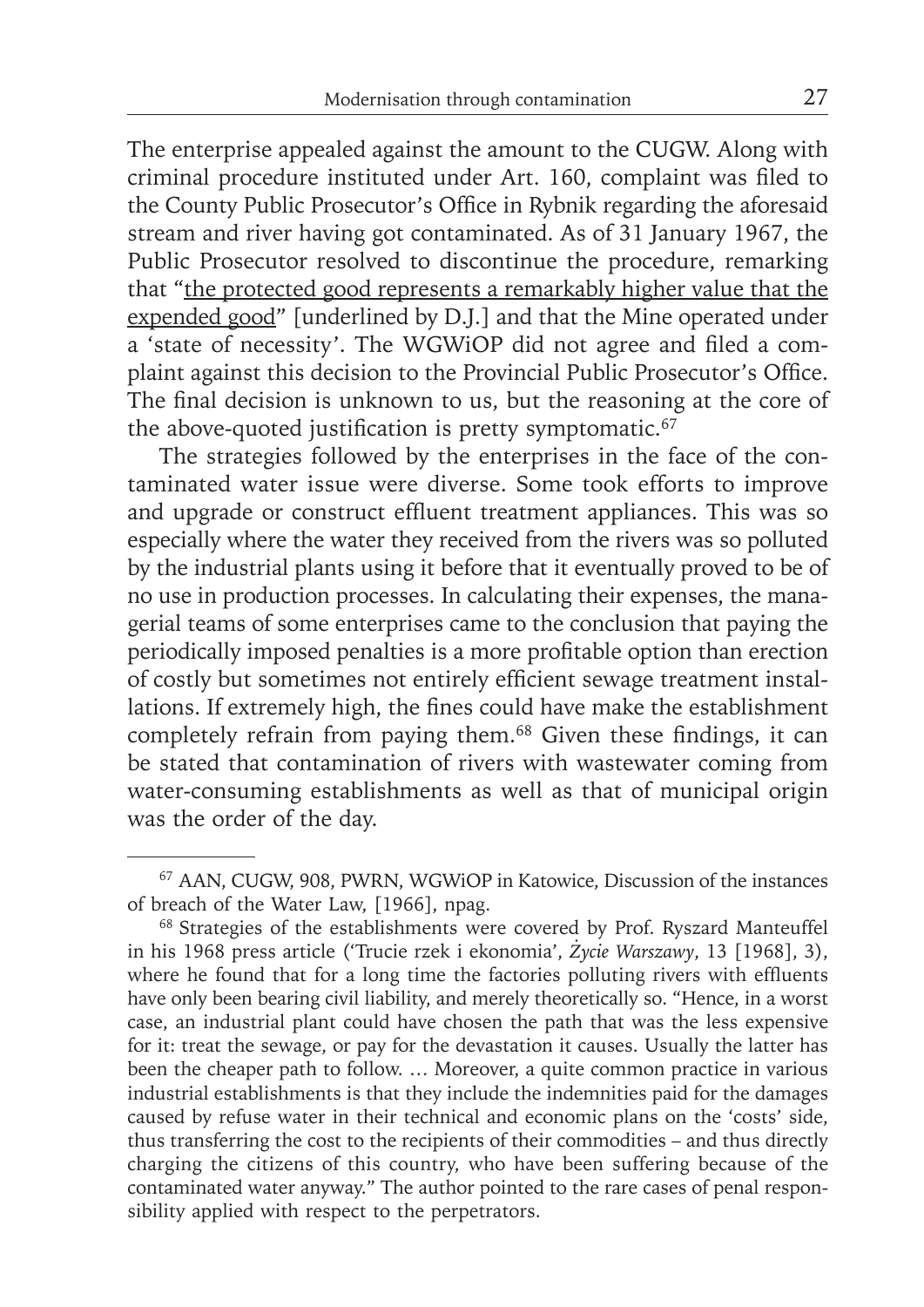The enterprise appealed against the amount to the CUGW. Along with criminal procedure instituted under Art. 160, complaint was filed to the County Public Prosecutor's Office in Rybnik regarding the aforesaid stream and river having got contaminated. As of 31 January 1967, the Public Prosecutor resolved to discontinue the procedure, remarking that "<u>the protected good represents a remarkably higher value that the expended good</u>" [underlined by D.J.] and that the Mine operated under a 'state of necessity'. The WGWiOP did not agree and filed a complaint against this decision to the Provincial Public Prosecutor's Office. The final decision is unknown to us, but the reasoning at the core of the above-quoted justification is pretty symptomatic.[67]

The strategies followed by the enterprises in the face of the contaminated water issue were diverse. Some took efforts to improve and upgrade or construct effluent treatment appliances. This was so especially where the water they received from the rivers was so polluted by the industrial plants using it before that it eventually proved to be of no use in production processes. In calculating their expenses, the managerial teams of some enterprises came to the conclusion that paying the periodically imposed penalties is a more profitable option than erection of costly but sometimes not entirely efficient sewage treatment installations. If extremely high, the fines could have make the establishment completely refrain from paying them.[68] Given these findings, it can be stated that contamination of rivers with wastewater coming from water-consuming establishments as well as that of municipal origin was the order of the day.

---

[67] AAN, CUGW, 908, PWRN, WGWiOP in Katowice, Discussion of the instances of breach of the Water Law, [1966], npag.

[68] Strategies of the establishments were covered by Prof. Ryszard Manteuffel in his 1968 press article ('Trucie rzek i ekonomia', *Życie Warszawy*, 13 [1968], 3), where he found that for a long time the factories polluting rivers with effluents have only been bearing civil liability, and merely theoretically so. "Hence, in a worst case, an industrial plant could have chosen the path that was the less expensive for it: treat the sewage, or pay for the devastation it causes. Usually the latter has been the cheaper path to follow. … Moreover, a quite common practice in various industrial establishments is that they include the indemnities paid for the damages caused by refuse water in their technical and economic plans on the 'costs' side, thus transferring the cost to the recipients of their commodities – and thus directly charging the citizens of this country, who have been suffering because of the contaminated water anyway." The author pointed to the rare cases of penal responsibility applied with respect to the perpetrators.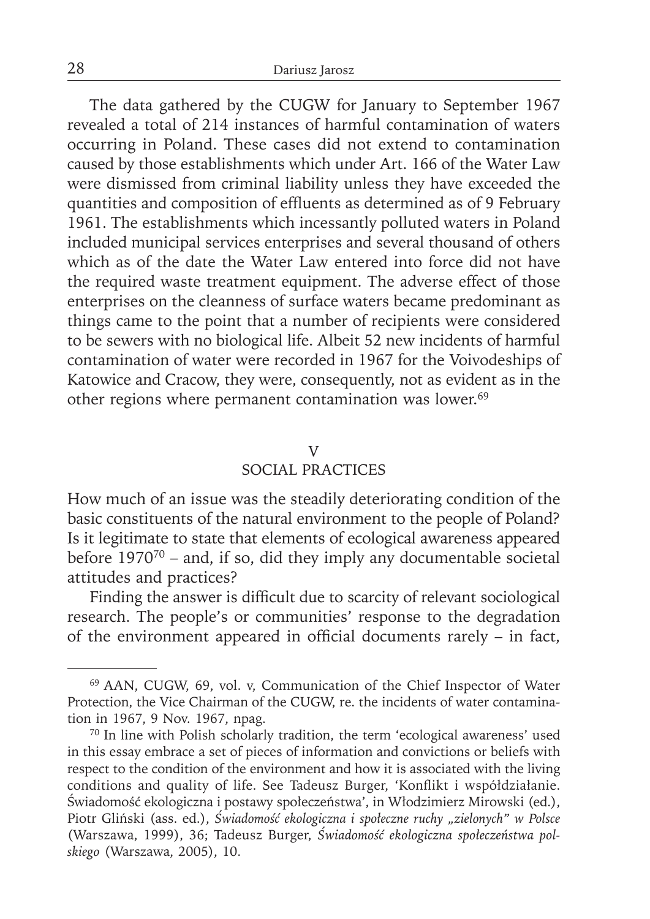The data gathered by the CUGW for January to September 1967 revealed a total of 214 instances of harmful contamination of waters occurring in Poland. These cases did not extend to contamination caused by those establishments which under Art. 166 of the Water Law were dismissed from criminal liability unless they have exceeded the quantities and composition of effluents as determined as of 9 February 1961. The establishments which incessantly polluted waters in Poland included municipal services enterprises and several thousand of others which as of the date the Water Law entered into force did not have the required waste treatment equipment. The adverse effect of those enterprises on the cleanness of surface waters became predominant as things came to the point that a number of recipients were considered to be sewers with no biological life. Albeit 52 new incidents of harmful contamination of water were recorded in 1967 for the Voivodeships of Katowice and Cracow, they were, consequently, not as evident as in the other regions where permanent contamination was lower.[69]

## V
## SOCIAL PRACTICES

How much of an issue was the steadily deteriorating condition of the basic constituents of the natural environment to the people of Poland? Is it legitimate to state that elements of ecological awareness appeared before 1970[70] – and, if so, did they imply any documentable societal attitudes and practices?

Finding the answer is difficult due to scarcity of relevant sociological research. The people's or communities' response to the degradation of the environment appeared in official documents rarely – in fact,

---

[69] AAN, CUGW, 69, vol. v, Communication of the Chief Inspector of Water Protection, the Vice Chairman of the CUGW, re. the incidents of water contamination in 1967, 9 Nov. 1967, npag.

[70] In line with Polish scholarly tradition, the term 'ecological awareness' used in this essay embrace a set of pieces of information and convictions or beliefs with respect to the condition of the environment and how it is associated with the living conditions and quality of life. See Tadeusz Burger, 'Konflikt i współdziałanie. Świadomość ekologiczna i postawy społeczeństwa', in Włodzimierz Mirowski (ed.), Piotr Gliński (ass. ed.), *Świadomość ekologiczna i społeczne ruchy „zielonych" w Polsce* (Warszawa, 1999), 36; Tadeusz Burger, *Świadomość ekologiczna społeczeństwa polskiego* (Warszawa, 2005), 10.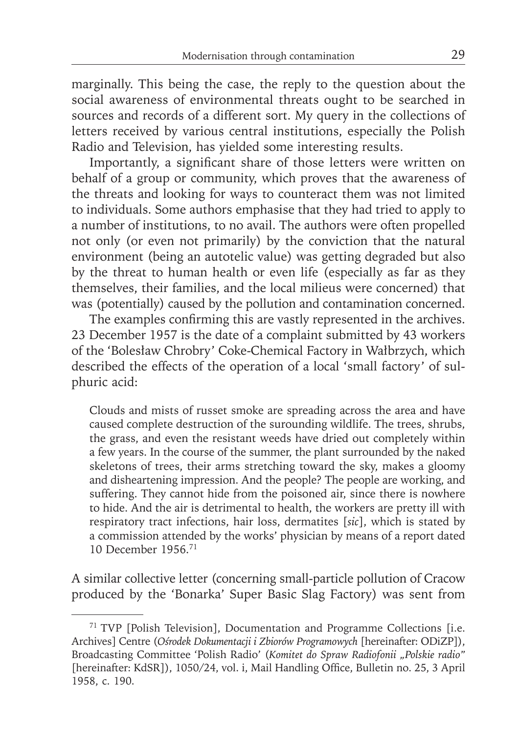marginally. This being the case, the reply to the question about the social awareness of environmental threats ought to be searched in sources and records of a different sort. My query in the collections of letters received by various central institutions, especially the Polish Radio and Television, has yielded some interesting results.

Importantly, a significant share of those letters were written on behalf of a group or community, which proves that the awareness of the threats and looking for ways to counteract them was not limited to individuals. Some authors emphasise that they had tried to apply to a number of institutions, to no avail. The authors were often propelled not only (or even not primarily) by the conviction that the natural environment (being an autotelic value) was getting degraded but also by the threat to human health or even life (especially as far as they themselves, their families, and the local milieus were concerned) that was (potentially) caused by the pollution and contamination concerned.

The examples confirming this are vastly represented in the archives. 23 December 1957 is the date of a complaint submitted by 43 workers of the 'Bolesław Chrobry' Coke-Chemical Factory in Wałbrzych, which described the effects of the operation of a local 'small factory' of sulphuric acid:

> Clouds and mists of russet smoke are spreading across the area and have caused complete destruction of the suurounding wildlife. The trees, shrubs, the grass, and even the resistant weeds have dried out completely within a few years. In the course of the summer, the plant surrounded by the naked skeletons of trees, their arms stretching toward the sky, makes a gloomy and disheartening impression. And the people? The people are working, and suffering. They cannot hide from the poisoned air, since there is nowhere to hide. And the air is detrimental to health, the workers are pretty ill with respiratory tract infections, hair loss, dermatites [*sic*], which is stated by a commission attended by the works' physician by means of a report dated 10 December 1956.[71]

A similar collective letter (concerning small-particle pollution of Cracow produced by the 'Bonarka' Super Basic Slag Factory) was sent from

---

[71] TVP [Polish Television], Documentation and Programme Collections [i.e. Archives] Centre (*Ośrodek Dokumentacji i Zbiorów Programowych* [hereinafter: ODiZP]), Broadcasting Committee 'Polish Radio' (*Komitet do Spraw Radiofonii „Polskie radio"* [hereinafter: KdSR]), 1050/24, vol. i, Mail Handling Office, Bulletin no. 25, 3 April 1958, c. 190.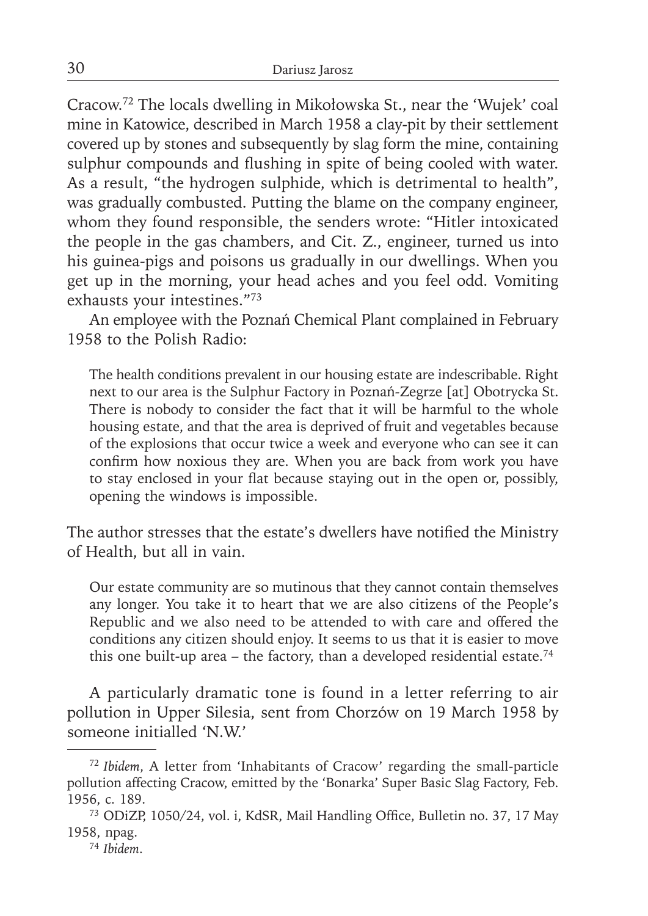Cracow.[72] The locals dwelling in Mikołowska St., near the 'Wujek' coal mine in Katowice, described in March 1958 a clay-pit by their settlement covered up by stones and subsequently by slag form the mine, containing sulphur compounds and flushing in spite of being cooled with water. As a result, "the hydrogen sulphide, which is detrimental to health", was gradually combusted. Putting the blame on the company engineer, whom they found responsible, the senders wrote: "Hitler intoxicated the people in the gas chambers, and Cit. Z., engineer, turned us into his guinea-pigs and poisons us gradually in our dwellings. When you get up in the morning, your head aches and you feel odd. Vomiting exhausts your intestines."[73]

An employee with the Poznań Chemical Plant complained in February 1958 to the Polish Radio:

> The health conditions prevalent in our housing estate are indescribable. Right next to our area is the Sulphur Factory in Poznań-Zegrze [at] Obotrycka St. There is nobody to consider the fact that it will be harmful to the whole housing estate, and that the area is deprived of fruit and vegetables because of the explosions that occur twice a week and everyone who can see it can confirm how noxious they are. When you are back from work you have to stay enclosed in your flat because staying out in the open or, possibly, opening the windows is impossible.

The author stresses that the estate's dwellers have notified the Ministry of Health, but all in vain.

> Our estate community are so mutinous that they cannot contain themselves any longer. You take it to heart that we are also citizens of the People's Republic and we also need to be attended to with care and offered the conditions any citizen should enjoy. It seems to us that it is easier to move this one built-up area – the factory, than a developed residential estate.[74]

A particularly dramatic tone is found in a letter referring to air pollution in Upper Silesia, sent from Chorzów on 19 March 1958 by someone initialled 'N.W.'

---

[72] *Ibidem*, A letter from 'Inhabitants of Cracow' regarding the small-particle pollution affecting Cracow, emitted by the 'Bonarka' Super Basic Slag Factory, Feb. 1956, c. 189.

[73] ODiZP, 1050/24, vol. i, KdSR, Mail Handling Office, Bulletin no. 37, 17 May 1958, npag.

[74] *Ibidem*.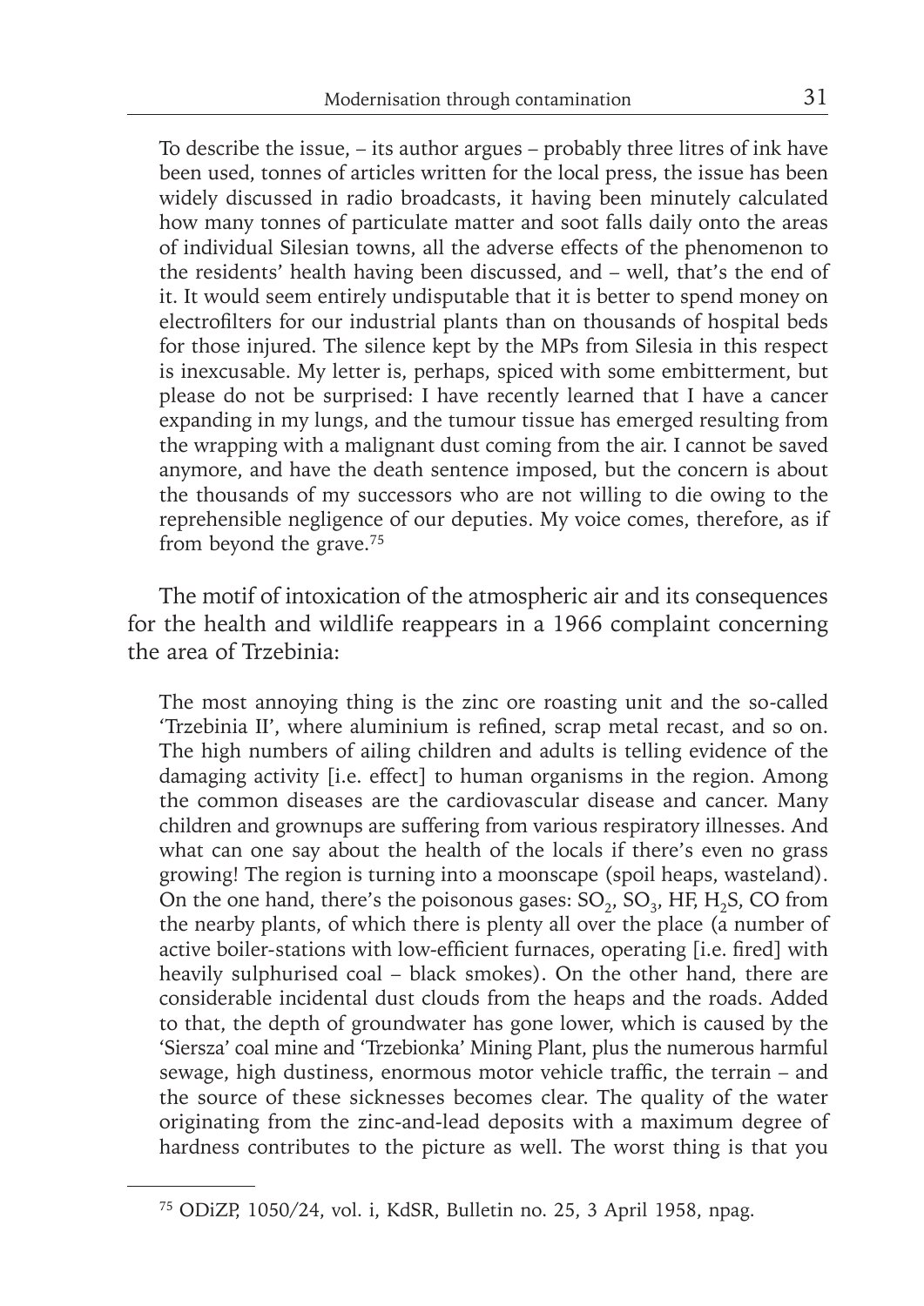> To describe the issue, – its author argues – probably three litres of ink have been used, tonnes of articles written for the local press, the issue has been widely discussed in radio broadcasts, it having been minutely calculated how many tonnes of particulate matter and soot falls daily onto the areas of individual Silesian towns, all the adverse effects of the phenomenon to the residents' health having been discussed, and – well, that's the end of it. It would seem entirely undisputable that it is better to spend money on electrofilters for our industrial plants than on thousands of hospital beds for those injured. The silence kept by the MPs from Silesia in this respect is inexcusable. My letter is, perhaps, spiced with some embitterment, but please do not be surprised: I have recently learned that I have a cancer expanding in my lungs, and the tumour tissue has emerged resulting from the wrapping with a malignant dust coming from the air. I cannot be saved anymore, and have the death sentence imposed, but the concern is about the thousands of my successors who are not willing to die owing to the reprehensible negligence of our deputies. My voice comes, therefore, as if from beyond the grave.[75]

The motif of intoxication of the atmospheric air and its consequences for the health and wildlife reappears in a 1966 complaint concerning the area of Trzebinia:

> The most annoying thing is the zinc ore roasting unit and the so-called 'Trzebinia II', where aluminium is refined, scrap metal recast, and so on. The high numbers of ailing children and adults is telling evidence of the damaging activity [i.e. effect] to human organisms in the region. Among the common diseases are the cardiovascular disease and cancer. Many children and grownups are suffering from various respiratory illnesses. And what can one say about the health of the locals if there's even no grass growing! The region is turning into a moonscape (spoil heaps, wasteland). On the one hand, there's the poisonous gases: $SO_2$, $SO_3$, HF, $H_2S$, CO from the nearby plants, of which there is plenty all over the place (a number of active boiler-stations with low-efficient furnaces, operating [i.e. fired] with heavily sulphurised coal – black smokes). On the other hand, there are considerable incidental dust clouds from the heaps and the roads. Added to that, the depth of groundwater has gone lower, which is caused by the 'Siersza' coal mine and 'Trzebionka' Mining Plant, plus the numerous harmful sewage, high dustiness, enormous motor vehicle traffic, the terrain – and the source of these sicknesses becomes clear. The quality of the water originating from the zinc-and-lead deposits with a maximum degree of hardness contributes to the picture as well. The worst thing is that you

[75] ODiZP, 1050/24, vol. i, KdSR, Bulletin no. 25, 3 April 1958, npag.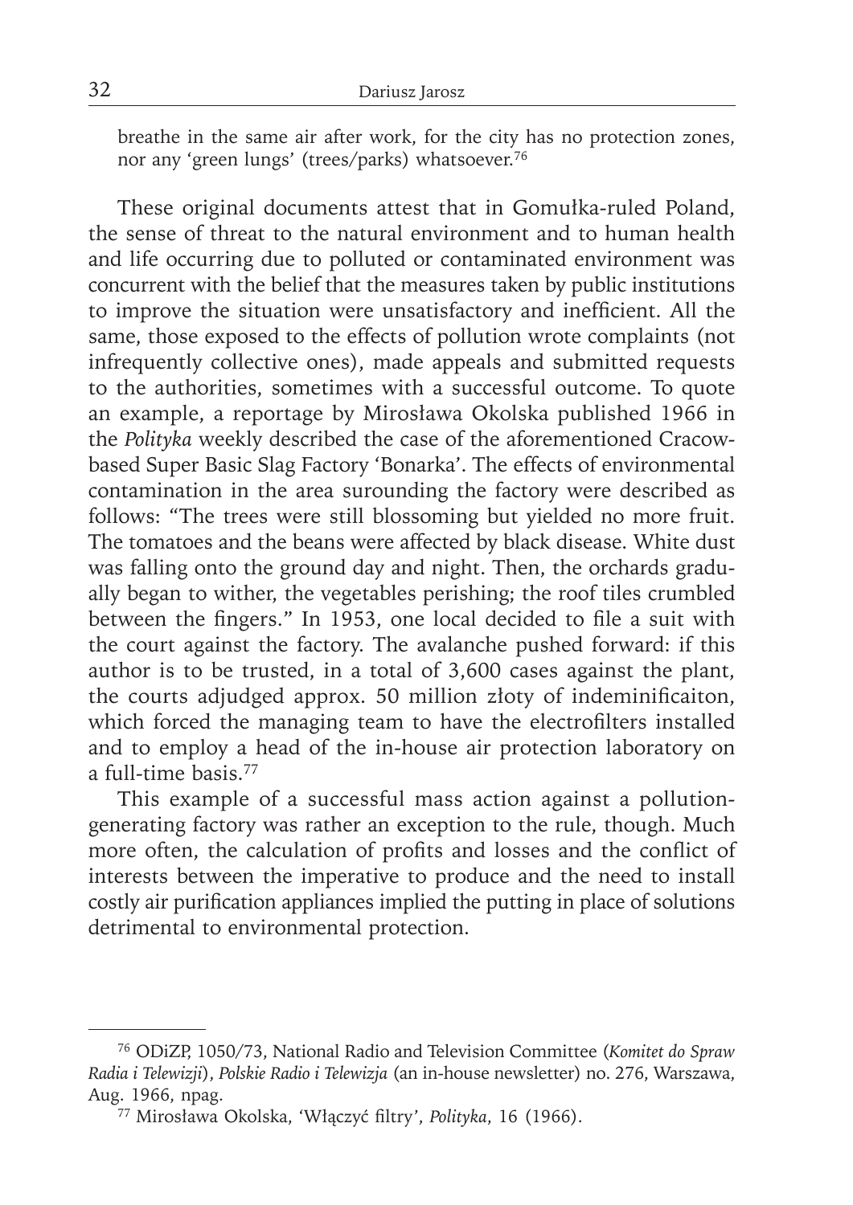breathe in the same air after work, for the city has no protection zones, nor any 'green lungs' (trees/parks) whatsoever.[76]

These original documents attest that in Gomułka-ruled Poland, the sense of threat to the natural environment and to human health and life occurring due to polluted or contaminated environment was concurrent with the belief that the measures taken by public institutions to improve the situation were unsatisfactory and inefficient. All the same, those exposed to the effects of pollution wrote complaints (not infrequently collective ones), made appeals and submitted requests to the authorities, sometimes with a successful outcome. To quote an example, a reportage by Mirosława Okolska published 1966 in the *Polityka* weekly described the case of the aforementioned Cracow-based Super Basic Slag Factory 'Bonarka'. The effects of environmental contamination in the area surounding the factory were described as follows: "The trees were still blossoming but yielded no more fruit. The tomatoes and the beans were affected by black disease. White dust was falling onto the ground day and night. Then, the orchards gradually began to wither, the vegetables perishing; the roof tiles crumbled between the fingers." In 1953, one local decided to file a suit with the court against the factory. The avalanche pushed forward: if this author is to be trusted, in a total of 3,600 cases against the plant, the courts adjudged approx. 50 million złoty of indeminificaiton, which forced the managing team to have the electrofilters installed and to employ a head of the in-house air protection laboratory on a full-time basis.[77]

This example of a successful mass action against a pollution-generating factory was rather an exception to the rule, though. Much more often, the calculation of profits and losses and the conflict of interests between the imperative to produce and the need to install costly air purification appliances implied the putting in place of solutions detrimental to environmental protection.

---

[76] ODiZP, 1050/73, National Radio and Television Committee (*Komitet do Spraw Radia i Telewizji*), *Polskie Radio i Telewizja* (an in-house newsletter) no. 276, Warszawa, Aug. 1966, npag.

[77] Mirosława Okolska, 'Włączyć filtry', *Polityka*, 16 (1966).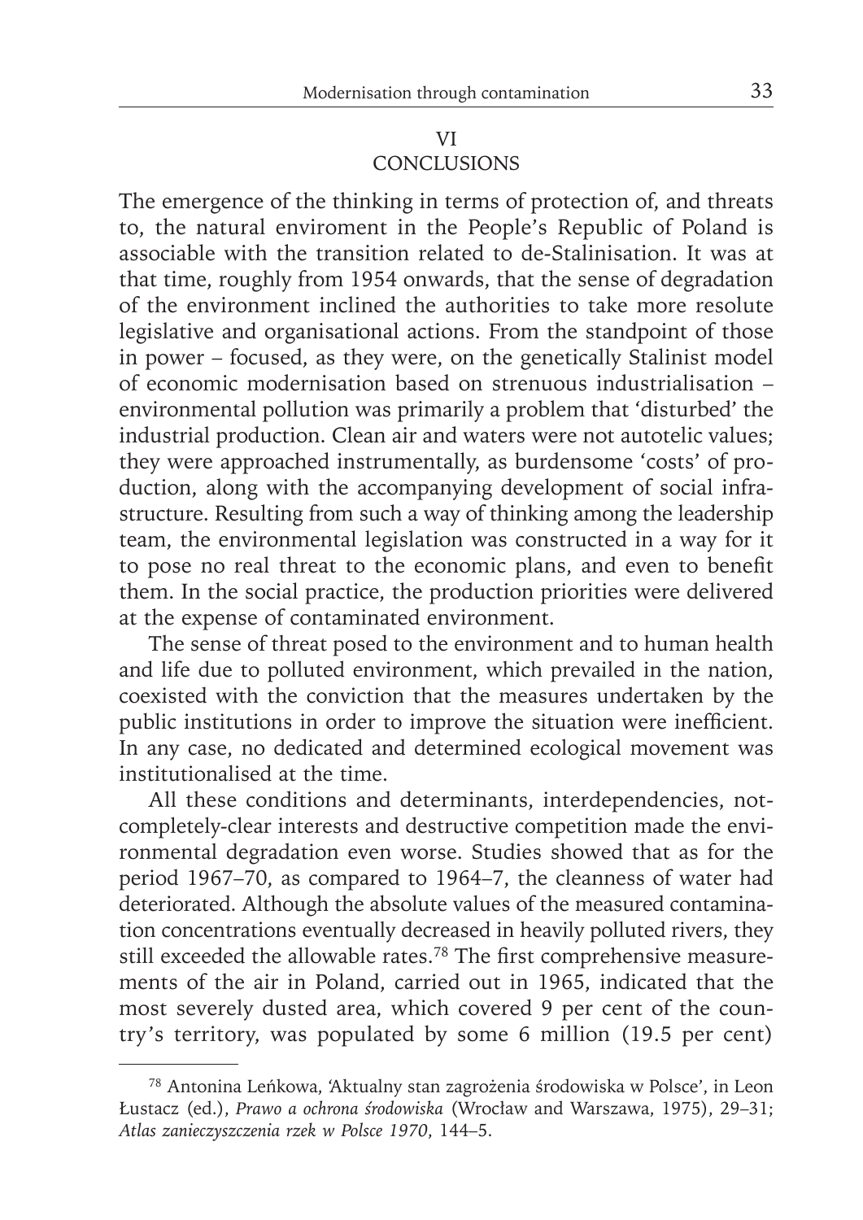## VI
## CONCLUSIONS

The emergence of the thinking in terms of protection of, and threats to, the natural enviroment in the People's Republic of Poland is associable with the transition related to de-Stalinisation. It was at that time, roughly from 1954 onwards, that the sense of degradation of the environment inclined the authorities to take more resolute legislative and organisational actions. From the standpoint of those in power – focused, as they were, on the genetically Stalinist model of economic modernisation based on strenuous industrialisation – environmental pollution was primarily a problem that 'disturbed' the industrial production. Clean air and waters were not autotelic values; they were approached instrumentally, as burdensome 'costs' of production, along with the accompanying development of social infrastructure. Resulting from such a way of thinking among the leadership team, the environmental legislation was constructed in a way for it to pose no real threat to the economic plans, and even to benefit them. In the social practice, the production priorities were delivered at the expense of contaminated environment.

The sense of threat posed to the environment and to human health and life due to polluted environment, which prevailed in the nation, coexisted with the conviction that the measures undertaken by the public institutions in order to improve the situation were inefficient. In any case, no dedicated and determined ecological movement was institutionalised at the time.

All these conditions and determinants, interdependencies, not-completely-clear interests and destructive competition made the environmental degradation even worse. Studies showed that as for the period 1967–70, as compared to 1964–7, the cleanness of water had deteriorated. Although the absolute values of the measured contamination concentrations eventually decreased in heavily polluted rivers, they still exceeded the allowable rates.[78] The first comprehensive measurements of the air in Poland, carried out in 1965, indicated that the most severely dusted area, which covered 9 per cent of the country's territory, was populated by some 6 million (19.5 per cent)

---

[78] Antonina Leńkowa, 'Aktualny stan zagrożenia środowiska w Polsce', in Leon Łustacz (ed.), *Prawo a ochrona środowiska* (Wrocław and Warszawa, 1975), 29–31; *Atlas zanieczyszczenia rzek w Polsce 1970*, 144–5.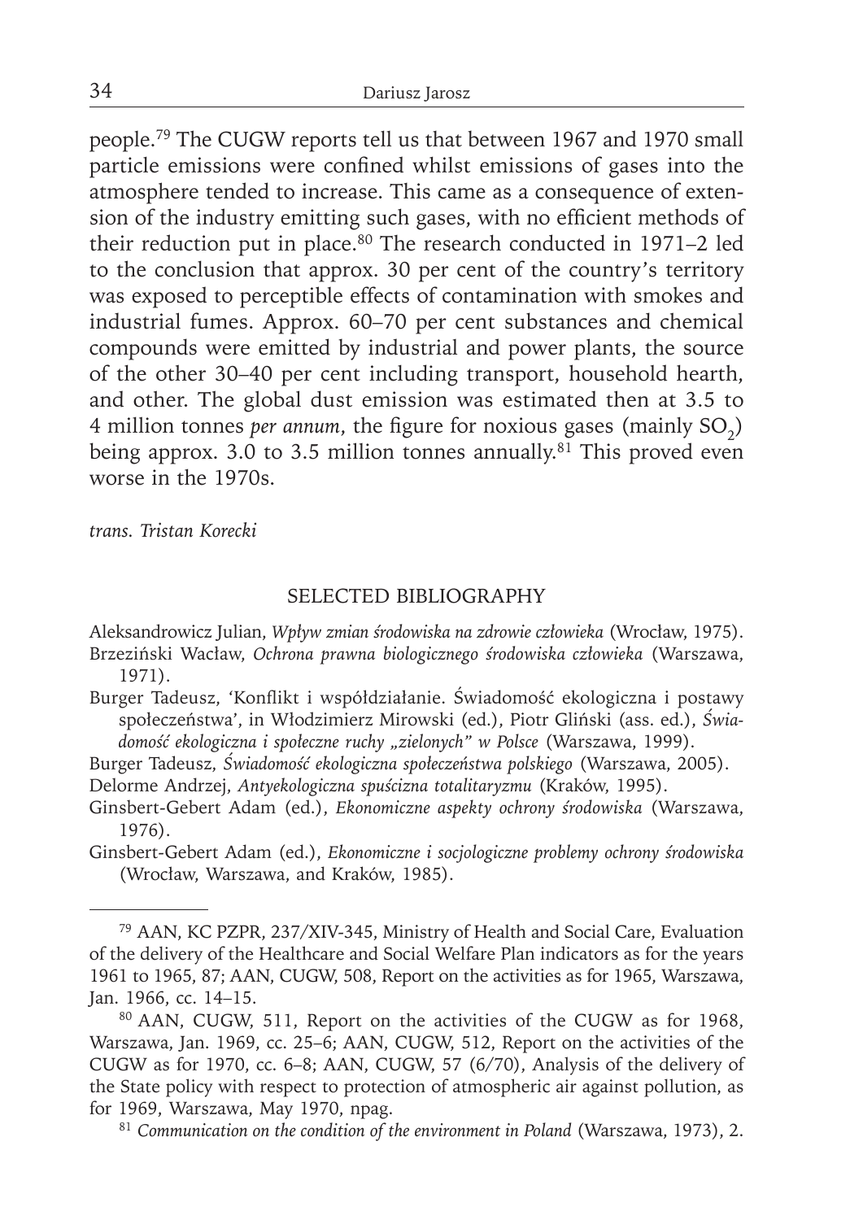people.[79] The CUGW reports tell us that between 1967 and 1970 small particle emissions were confined whilst emissions of gases into the atmosphere tended to increase. This came as a consequence of extension of the industry emitting such gases, with no efficient methods of their reduction put in place.[80] The research conducted in 1971–2 led to the conclusion that approx. 30 per cent of the country's territory was exposed to perceptible effects of contamination with smokes and industrial fumes. Approx. 60–70 per cent substances and chemical compounds were emitted by industrial and power plants, the source of the other 30–40 per cent including transport, household hearth, and other. The global dust emission was estimated then at 3.5 to 4 million tonnes *per annum*, the figure for noxious gases (mainly $SO_2$) being approx. 3.0 to 3.5 million tonnes annually.[81] This proved even worse in the 1970s.

*trans. Tristan Korecki*

## SELECTED BIBLIOGRAPHY

Aleksandrowicz Julian, *Wpływ zmian środowiska na zdrowie człowieka* (Wrocław, 1975).

Brzeziński Wacław, *Ochrona prawna biologicznego środowiska człowieka* (Warszawa, 1971).

Burger Tadeusz, 'Konflikt i współdziałanie. Świadomość ekologiczna i postawy społeczeństwa', in Włodzimierz Mirowski (ed.), Piotr Gliński (ass. ed.), *Świadomość ekologiczna i społeczne ruchy „zielonych" w Polsce* (Warszawa, 1999).

Burger Tadeusz, *Świadomość ekologiczna społeczeństwa polskiego* (Warszawa, 2005).

Delorme Andrzej, *Antyekologiczna spuścizna totalitaryzmu* (Kraków, 1995).

Ginsbert-Gebert Adam (ed.), *Ekonomiczne aspekty ochrony środowiska* (Warszawa, 1976).

Ginsbert-Gebert Adam (ed.), *Ekonomiczne i socjologiczne problemy ochrony środowiska* (Wrocław, Warszawa, and Kraków, 1985).

---

[79] AAN, KC PZPR, 237/XIV-345, Ministry of Health and Social Care, Evaluation of the delivery of the Healthcare and Social Welfare Plan indicators as for the years 1961 to 1965, 87; AAN, CUGW, 508, Report on the activities as for 1965, Warszawa, Jan. 1966, cc. 14–15.

[80] AAN, CUGW, 511, Report on the activities of the CUGW as for 1968, Warszawa, Jan. 1969, cc. 25–6; AAN, CUGW, 512, Report on the activities of the CUGW as for 1970, cc. 6–8; AAN, CUGW, 57 (6/70), Analysis of the delivery of the State policy with respect to protection of atmospheric air against pollution, as for 1969, Warszawa, May 1970, npag.

[81] *Communication on the condition of the environment in Poland* (Warszawa, 1973), 2.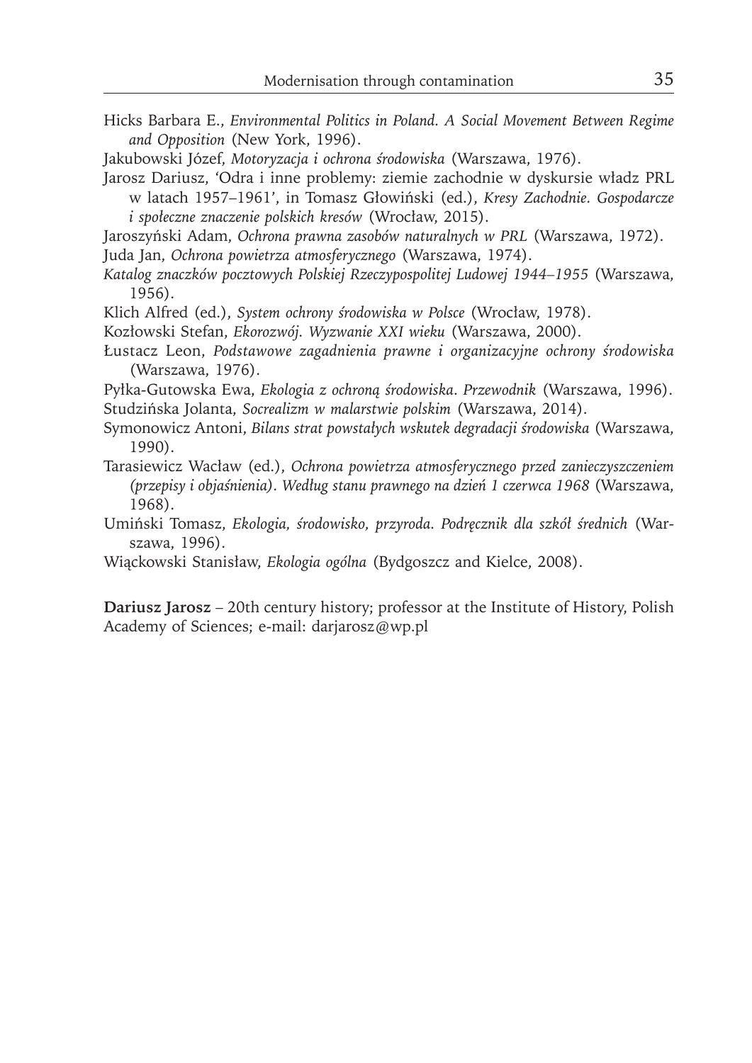Hicks Barbara E., *Environmental Politics in Poland. A Social Movement Between Regime and Opposition* (New York, 1996).

Jakubowski Józef, *Motoryzacja i ochrona środowiska* (Warszawa, 1976).

Jarosz Dariusz, 'Odra i inne problemy: ziemie zachodnie w dyskursie władz PRL w latach 1957–1961', in Tomasz Głowiński (ed.), *Kresy Zachodnie. Gospodarcze i społeczne znaczenie polskich kresów* (Wrocław, 2015).

Jaroszyński Adam, *Ochrona prawna zasobów naturalnych w PRL* (Warszawa, 1972).

Juda Jan, *Ochrona powietrza atmosferycznego* (Warszawa, 1974).

*Katalog znaczków pocztowych Polskiej Rzeczypospolitej Ludowej 1944–1955* (Warszawa, 1956).

Klich Alfred (ed.), *System ochrony środowiska w Polsce* (Wrocław, 1978).

Kozłowski Stefan, *Ekorozwój. Wyzwanie XXI wieku* (Warszawa, 2000).

Łustacz Leon, *Podstawowe zagadnienia prawne i organizacyjne ochrony środowiska* (Warszawa, 1976).

Pyłka-Gutowska Ewa, *Ekologia z ochroną środowiska. Przewodnik* (Warszawa, 1996).

Studzińska Jolanta, *Socrealizm w malarstwie polskim* (Warszawa, 2014).

Symonowicz Antoni, *Bilans strat powstałych wskutek degradacji środowiska* (Warszawa, 1990).

Tarasiewicz Wacław (ed.), *Ochrona powietrza atmosferycznego przed zanieczyszczeniem (przepisy i objaśnienia). Według stanu prawnego na dzień 1 czerwca 1968* (Warszawa, 1968).

Umiński Tomasz, *Ekologia, środowisko, przyroda. Podręcznik dla szkół średnich* (Warszawa, 1996).

Wiąckowski Stanisław, *Ekologia ogólna* (Bydgoszcz and Kielce, 2008).

**Dariusz Jarosz** – 20th century history; professor at the Institute of History, Polish Academy of Sciences; e-mail: darjarosz@wp.pl